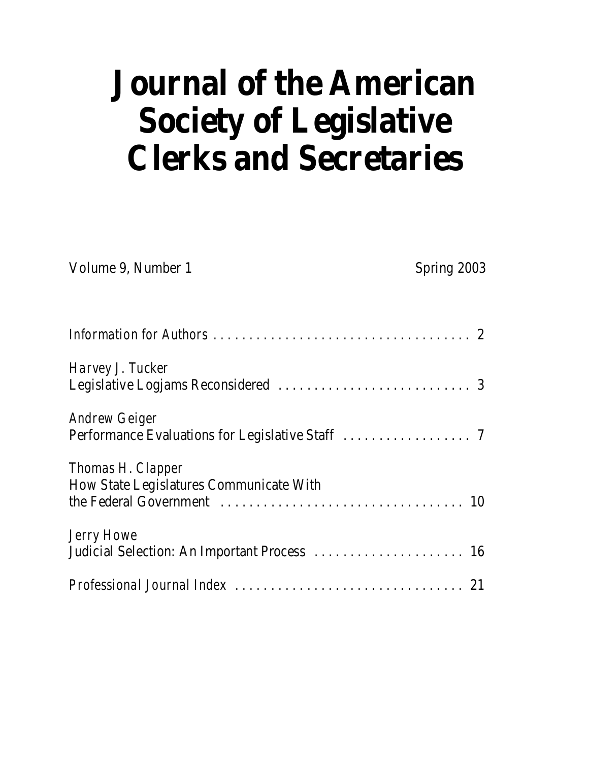# Journal of the American Society of Legislative Clerks and Secretaries

Volume 9, Number 1 | Spring 2003

*Information for Authors* . . . . . . . . . . . . . . . . . . . . . . . . . . . . . . . . . . . . . 2

*Harvey J. Tucker*
Legislative Logjams Reconsidered . . . . . . . . . . . . . . . . . . . . . . . . . . . 3

*Andrew Geiger*
Performance Evaluations for Legislative Staff . . . . . . . . . . . . . . . . . . 7

*Thomas H. Clapper*
How State Legislatures Communicate With
the Federal Government . . . . . . . . . . . . . . . . . . . . . . . . . . . . . . . . . . 10

*Jerry Howe*
Judicial Selection: An Important Process . . . . . . . . . . . . . . . . . . . . . 16

*Professional Journal Index* . . . . . . . . . . . . . . . . . . . . . . . . . . . . . . . . 21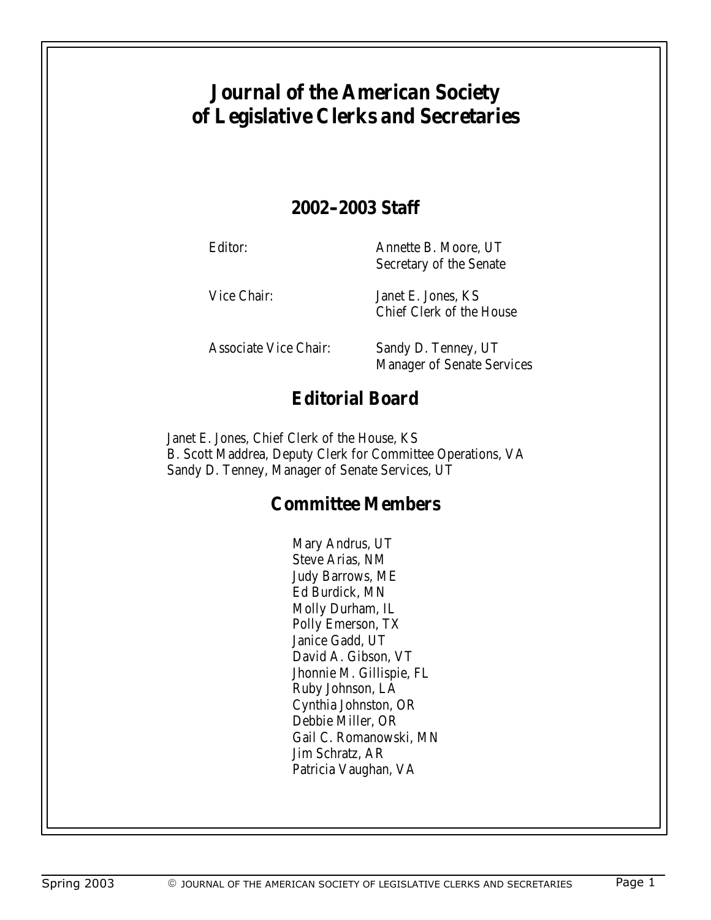# Journal of the American Society of Legislative Clerks and Secretaries

## 2002–2003 Staff

| | |
|---|---|
| Editor: | Annette B. Moore, UT<br>Secretary of the Senate |
| Vice Chair: | Janet E. Jones, KS<br>Chief Clerk of the House |
| Associate Vice Chair: | Sandy D. Tenney, UT<br>Manager of Senate Services |

## Editorial Board

Janet E. Jones, Chief Clerk of the House, KS
B. Scott Maddrea, Deputy Clerk for Committee Operations, VA
Sandy D. Tenney, Manager of Senate Services, UT

## Committee Members

Mary Andrus, UT
Steve Arias, NM
Judy Barrows, ME
Ed Burdick, MN
Molly Durham, IL
Polly Emerson, TX
Janice Gadd, UT
David A. Gibson, VT
Jhonnie M. Gillispie, FL
Ruby Johnson, LA
Cynthia Johnston, OR
Debbie Miller, OR
Gail C. Romanowski, MN
Jim Schratz, AR
Patricia Vaughan, VA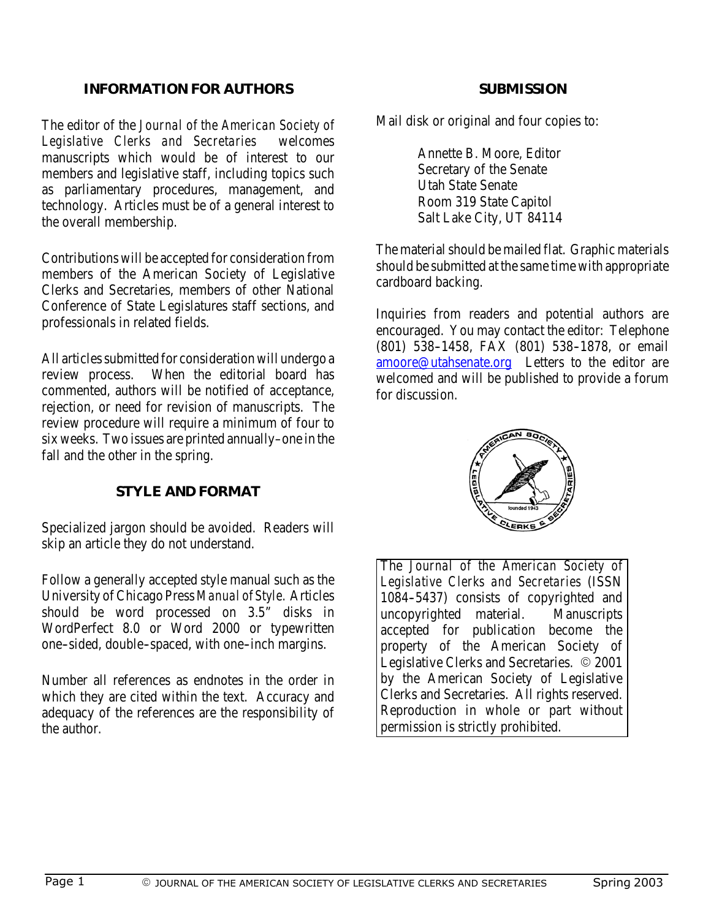## INFORMATION FOR AUTHORS

The editor of the *Journal of the American Society of Legislative Clerks and Secretaries* welcomes manuscripts which would be of interest to our members and legislative staff, including topics such as parliamentary procedures, management, and technology. Articles must be of a general interest to the overall membership.

Contributions will be accepted for consideration from members of the American Society of Legislative Clerks and Secretaries, members of other National Conference of State Legislatures staff sections, and professionals in related fields.

All articles submitted for consideration will undergo a review process. When the editorial board has commented, authors will be notified of acceptance, rejection, or need for revision of manuscripts. The review procedure will require a minimum of four to six weeks. Two issues are printed annually–one in the fall and the other in the spring.

## STYLE AND FORMAT

Specialized jargon should be avoided. Readers will skip an article they do not understand.

Follow a generally accepted style manual such as the University of Chicago Press *Manual of Style*. Articles should be word processed on 3.5" disks in WordPerfect 8.0 or Word 2000 or typewritten one–sided, double–spaced, with one–inch margins.

Number all references as endnotes in the order in which they are cited within the text. Accuracy and adequacy of the references are the responsibility of the author.

## SUBMISSION

Mail disk or original and four copies to:

Annette B. Moore, Editor
Secretary of the Senate
Utah State Senate
Room 319 State Capitol
Salt Lake City, UT 84114

The material should be mailed flat. Graphic materials should be submitted at the same time with appropriate cardboard backing.

Inquiries from readers and potential authors are encouraged. You may contact the editor: Telephone (801) 538–1458, FAX (801) 538–1878, or email amoore@utahsenate.org Letters to the editor are welcomed and will be published to provide a forum for discussion.

The *Journal of the American Society of Legislative Clerks and Secretaries* (ISSN 1084–5437) consists of copyrighted and uncopyrighted material. Manuscripts accepted for publication become the property of the American Society of Legislative Clerks and Secretaries. © 2001 by the American Society of Legislative Clerks and Secretaries. All rights reserved. Reproduction in whole or part without permission is strictly prohibited.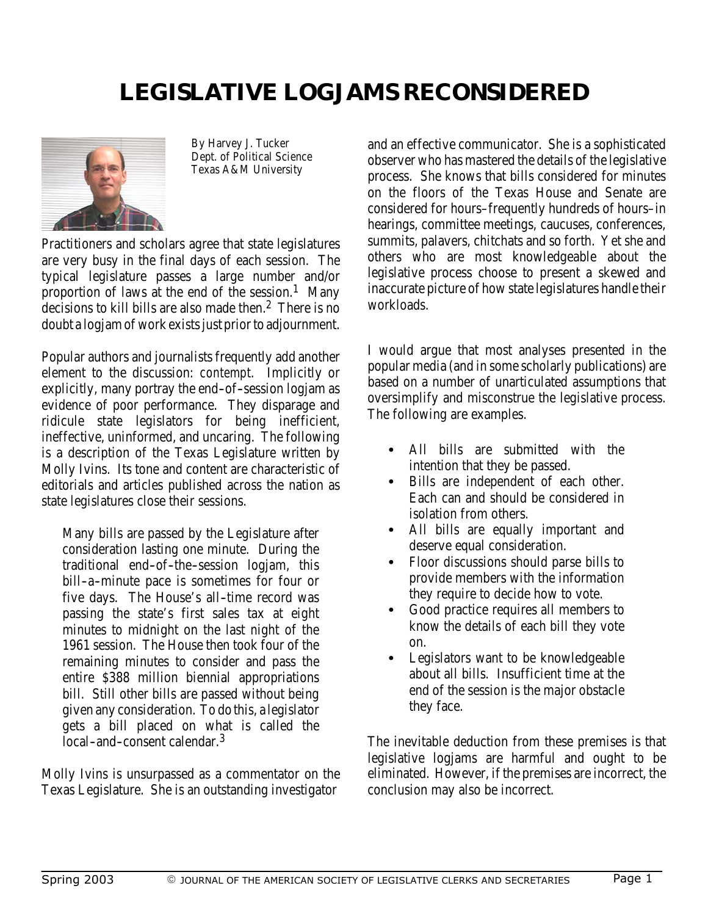# LEGISLATIVE LOGJAMS RECONSIDERED

By Harvey J. Tucker
Dept. of Political Science
Texas A&M University

Practitioners and scholars agree that state legislatures are very busy in the final days of each session. The typical legislature passes a large number and/or proportion of laws at the end of the session.[1] Many decisions to kill bills are also made then.[2] There is no doubt a logjam of work exists just prior to adjournment.

Popular authors and journalists frequently add another element to the discussion: *contempt*. Implicitly or explicitly, many portray the end-of-session logjam as evidence of poor performance. They disparage and ridicule state legislators for being inefficient, ineffective, uninformed, and uncaring. The following is a description of the Texas Legislature written by Molly Ivins. Its tone and content are characteristic of editorials and articles published across the nation as state legislatures close their sessions.

> Many bills are passed by the Legislature after consideration lasting one minute. During the traditional end-of-the-session logjam, this bill-a-minute pace is sometimes for four or five days. The House's all-time record was passing the state's first sales tax at eight minutes to midnight on the last night of the 1961 session. The House then took four of the remaining minutes to consider and pass the entire $388 million biennial appropriations bill. Still other bills are passed without being given any consideration. To do this, a legislator gets a bill placed on what is called the local-and-consent calendar.[3]

Molly Ivins is unsurpassed as a commentator on the Texas Legislature. She is an outstanding investigator and an effective communicator. She is a sophisticated observer who has mastered the details of the legislative process. She knows that bills considered for minutes on the floors of the Texas House and Senate are considered for hours–frequently hundreds of hours–in hearings, committee meetings, caucuses, conferences, summits, palavers, chitchats and so forth. Yet she and others who are most knowledgeable about the legislative process choose to present a skewed and inaccurate picture of how state legislatures handle their workloads.

I would argue that most analyses presented in the popular media (and in some scholarly publications) are based on a number of unarticulated assumptions that oversimplify and misconstrue the legislative process. The following are examples.

- All bills are submitted with the intention that they be passed.
- Bills are independent of each other. Each can and should be considered in isolation from others.
- All bills are equally important and deserve equal consideration.
- Floor discussions should parse bills to provide members with the information they require to decide how to vote.
- Good practice requires all members to know the details of each bill they vote on.
- Legislators want to be knowledgeable about all bills. Insufficient time at the end of the session is the major obstacle they face.

The inevitable deduction from these premises is that legislative logjams are harmful and ought to be eliminated. However, if the premises are incorrect, the conclusion may also be incorrect.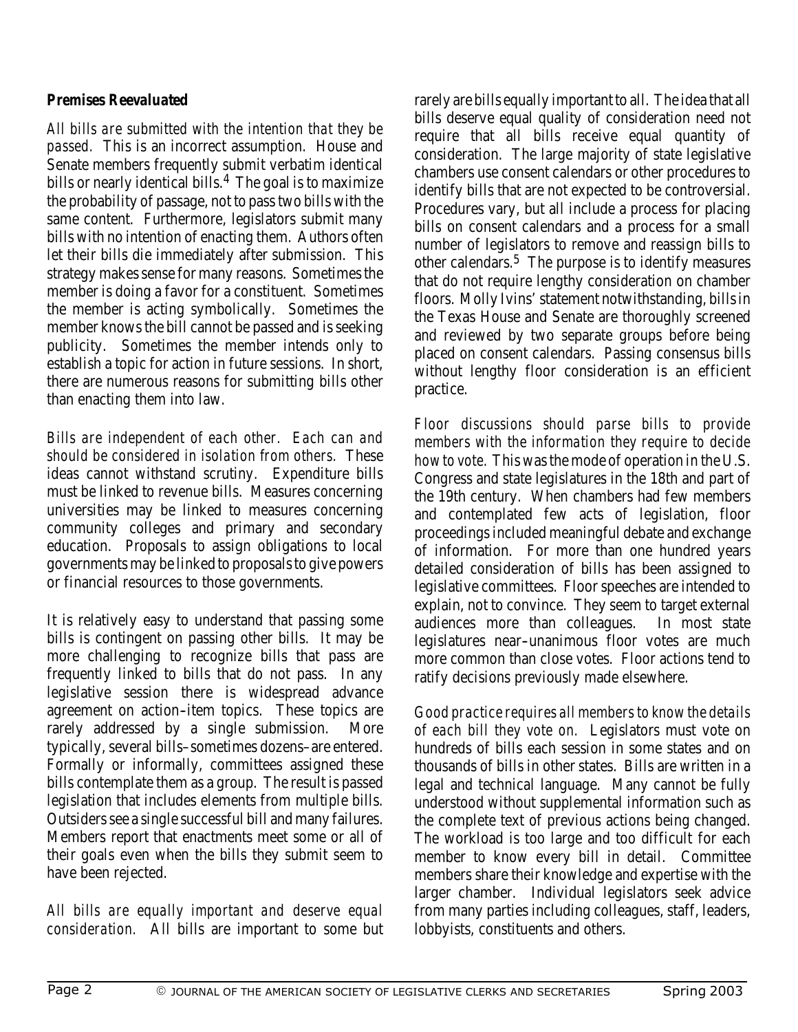### ***Premises Reevaluated***

*All bills are submitted with the intention that they be passed.* This is an incorrect assumption. House and Senate members frequently submit verbatim identical bills or nearly identical bills.[4] The goal is to maximize the probability of passage, not to pass two bills with the same content. Furthermore, legislators submit many bills with no intention of enacting them. Authors often let their bills die immediately after submission. This strategy makes sense for many reasons. Sometimes the member is doing a favor for a constituent. Sometimes the member is acting symbolically. Sometimes the member knows the bill cannot be passed and is seeking publicity. Sometimes the member intends only to establish a topic for action in future sessions. In short, there are numerous reasons for submitting bills other than enacting them into law.

*Bills are independent of each other. Each can and should be considered in isolation from others.* These ideas cannot withstand scrutiny. Expenditure bills must be linked to revenue bills. Measures concerning universities may be linked to measures concerning community colleges and primary and secondary education. Proposals to assign obligations to local governments may be linked to proposals to give powers or financial resources to those governments.

It is relatively easy to understand that passing some bills is contingent on passing other bills. It may be more challenging to recognize bills that pass are frequently linked to bills that do not pass. In any legislative session there is widespread advance agreement on action–item topics. These topics are rarely addressed by a single submission. More typically, several bills–sometimes dozens–are entered. Formally or informally, committees assigned these bills contemplate them as a group. The result is passed legislation that includes elements from multiple bills. Outsiders see a single successful bill and many failures. Members report that enactments meet some or all of their goals even when the bills they submit seem to have been rejected.

*All bills are equally important and deserve equal consideration.* All bills are important to some but rarely are bills equally important to all. The idea that all bills deserve equal quality of consideration need not require that all bills receive equal quantity of consideration. The large majority of state legislative chambers use consent calendars or other procedures to identify bills that are not expected to be controversial. Procedures vary, but all include a process for placing bills on consent calendars and a process for a small number of legislators to remove and reassign bills to other calendars.[5] The purpose is to identify measures that do not require lengthy consideration on chamber floors. Molly Ivins' statement notwithstanding, bills in the Texas House and Senate are thoroughly screened and reviewed by two separate groups before being placed on consent calendars. Passing consensus bills without lengthy floor consideration is an efficient practice.

*Floor discussions should parse bills to provide members with the information they require to decide how to vote.* This was the mode of operation in the U.S. Congress and state legislatures in the 18th and part of the 19th century. When chambers had few members and contemplated few acts of legislation, floor proceedings included meaningful debate and exchange of information. For more than one hundred years detailed consideration of bills has been assigned to legislative committees. Floor speeches are intended to explain, not to convince. They seem to target external audiences more than colleagues. In most state legislatures near–unanimous floor votes are much more common than close votes. Floor actions tend to ratify decisions previously made elsewhere.

*Good practice requires all members to know the details of each bill they vote on.* Legislators must vote on hundreds of bills each session in some states and on thousands of bills in other states. Bills are written in a legal and technical language. Many cannot be fully understood without supplemental information such as the complete text of previous actions being changed. The workload is too large and too difficult for each member to know every bill in detail. Committee members share their knowledge and expertise with the larger chamber. Individual legislators seek advice from many parties including colleagues, staff, leaders, lobbyists, constituents and others.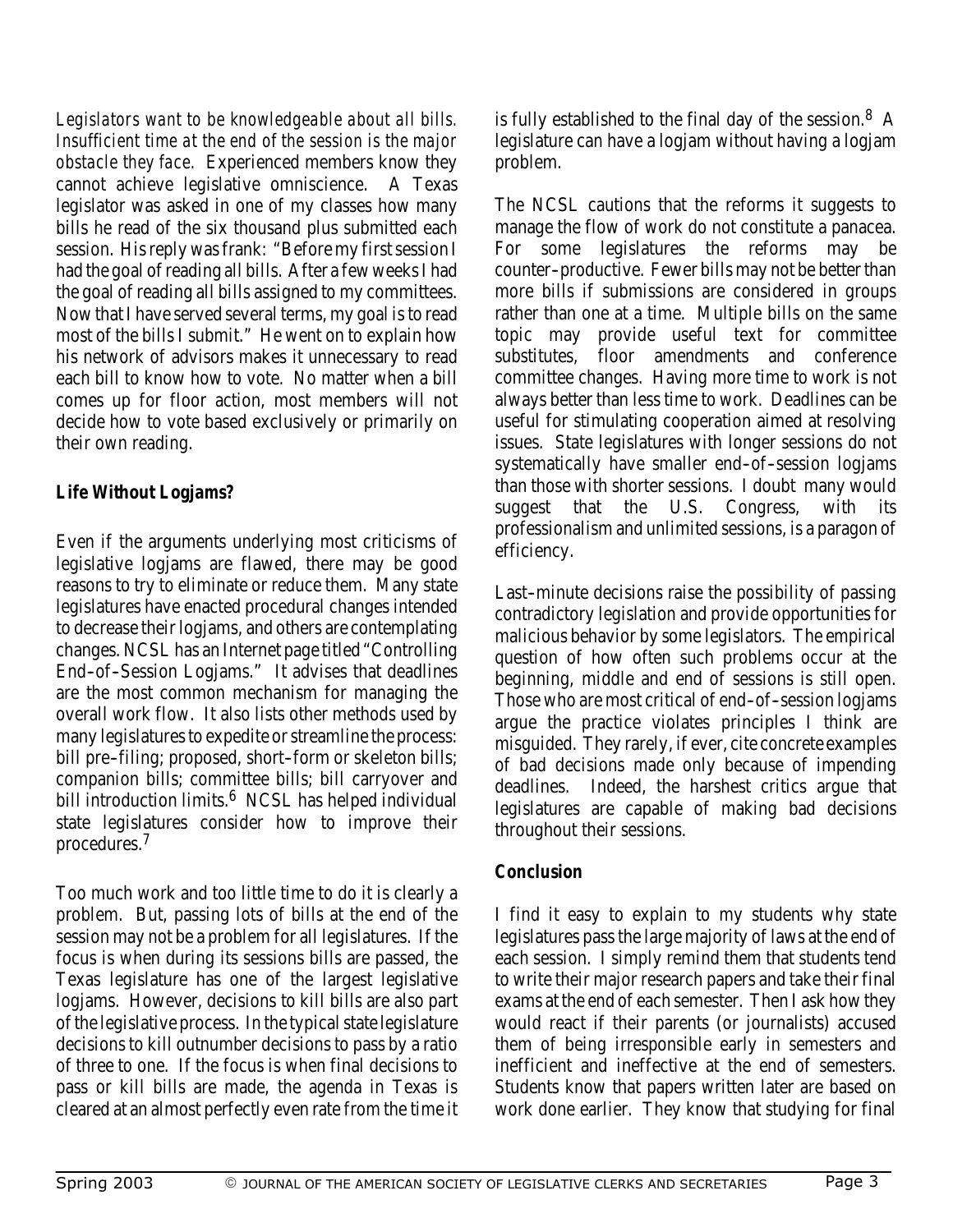*Legislators want to be knowledgeable about all bills. Insufficient time at the end of the session is the major obstacle they face.* Experienced members know they cannot achieve legislative omniscience. A Texas legislator was asked in one of my classes how many bills he read of the six thousand plus submitted each session. His reply was frank: "Before my first session I had the goal of reading all bills. After a few weeks I had the goal of reading all bills assigned to my committees. Now that I have served several terms, my goal is to read most of the bills I submit." He went on to explain how his network of advisors makes it unnecessary to read each bill to know how to vote. No matter when a bill comes up for floor action, most members will not decide how to vote based exclusively or primarily on their own reading.

**Life Without Logjams?**

Even if the arguments underlying most criticisms of legislative logjams are flawed, there may be good reasons to try to eliminate or reduce them. Many state legislatures have enacted procedural changes intended to decrease their logjams, and others are contemplating changes. NCSL has an Internet page titled "Controlling End-of-Session Logjams." It advises that deadlines are the most common mechanism for managing the overall work flow. It also lists other methods used by many legislatures to expedite or streamline the process: bill pre-filing; proposed, short-form or skeleton bills; companion bills; committee bills; bill carryover and bill introduction limits.[6] NCSL has helped individual state legislatures consider how to improve their procedures.[7]

Too much work and too little time to do it is clearly a problem. But, passing lots of bills at the end of the session may not be a problem for all legislatures. If the focus is when during its sessions bills are passed, the Texas legislature has one of the largest legislative logjams. However, decisions to kill bills are also part of the legislative process. In the typical state legislature decisions to kill outnumber decisions to pass by a ratio of three to one. If the focus is when final decisions to pass or kill bills are made, the agenda in Texas is cleared at an almost perfectly even rate from the time it is fully established to the final day of the session.[8] A legislature can have a logjam without having a logjam problem.

The NCSL cautions that the reforms it suggests to manage the flow of work do not constitute a panacea. For some legislatures the reforms may be counter-productive. Fewer bills may not be better than more bills if submissions are considered in groups rather than one at a time. Multiple bills on the same topic may provide useful text for committee substitutes, floor amendments and conference committee changes. Having more time to work is not always better than less time to work. Deadlines can be useful for stimulating cooperation aimed at resolving issues. State legislatures with longer sessions do not systematically have smaller end-of-session logjams than those with shorter sessions. I doubt many would suggest that the U.S. Congress, with its professionalism and unlimited sessions, is a paragon of efficiency.

Last-minute decisions raise the possibility of passing contradictory legislation and provide opportunities for malicious behavior by some legislators. The empirical question of how often such problems occur at the beginning, middle and end of sessions is still open. Those who are most critical of end-of-session logjams argue the practice violates principles I think are misguided. They rarely, if ever, cite concrete examples of bad decisions made only because of impending deadlines. Indeed, the harshest critics argue that legislatures are capable of making bad decisions throughout their sessions.

**Conclusion**

I find it easy to explain to my students why state legislatures pass the large majority of laws at the end of each session. I simply remind them that students tend to write their major research papers and take their final exams at the end of each semester. Then I ask how they would react if their parents (or journalists) accused them of being irresponsible early in semesters and inefficient and ineffective at the end of semesters. Students know that papers written later are based on work done earlier. They know that studying for final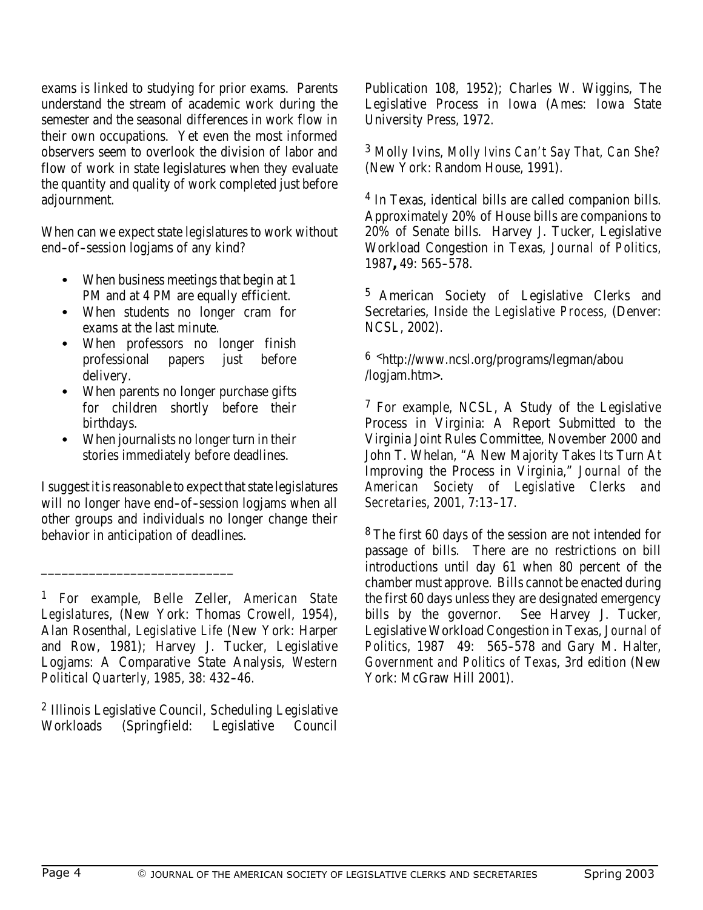exams is linked to studying for prior exams. Parents understand the stream of academic work during the semester and the seasonal differences in work flow in their own occupations. Yet even the most informed observers seem to overlook the division of labor and flow of work in state legislatures when they evaluate the quantity and quality of work completed just before adjournment.

When can we expect state legislatures to work without end–of–session logjams of any kind?

- When business meetings that begin at 1 PM and at 4 PM are equally efficient.
- When students no longer cram for exams at the last minute.
- When professors no longer finish professional papers just before delivery.
- When parents no longer purchase gifts for children shortly before their birthdays.
- When journalists no longer turn in their stories immediately before deadlines.

I suggest it is reasonable to expect that state legislatures will no longer have end–of–session logjams when all other groups and individuals no longer change their behavior in anticipation of deadlines.

---

[1] For example, Belle Zeller, *American State Legislatures*, (New York: Thomas Crowell, 1954), Alan Rosenthal, *Legislative Life* (New York: Harper and Row, 1981); Harvey J. Tucker, Legislative Logjams: A Comparative State Analysis, *Western Political Quarterly*, 1985, 38: 432–46.

[2] Illinois Legislative Council, Scheduling Legislative Workloads (Springfield: Legislative Council Publication 108, 1952); Charles W. Wiggins, The Legislative Process in Iowa (Ames: Iowa State University Press, 1972.

[3] Molly Ivins, *Molly Ivins Can't Say That, Can She?* (New York: Random House, 1991).

[4] In Texas, identical bills are called companion bills. Approximately 20% of House bills are companions to 20% of Senate bills. Harvey J. Tucker, Legislative Workload Congestion in Texas, *Journal of Politics*, 1987**,** 49: 565–578.

[5] American Society of Legislative Clerks and Secretaries, *Inside the Legislative Process*, (Denver: NCSL, 2002).

[6] <http://www.ncsl.org/programs/legman/abou /logjam.htm>.

[7] For example, NCSL, A Study of the Legislative Process in Virginia: A Report Submitted to the Virginia Joint Rules Committee, November 2000 and John T. Whelan, "A New Majority Takes Its Turn At Improving the Process in Virginia," *Journal of the American Society of Legislative Clerks and Secretaries*, 2001, 7:13–17.

[8] The first 60 days of the session are not intended for passage of bills. There are no restrictions on bill introductions until day 61 when 80 percent of the chamber must approve. Bills cannot be enacted during the first 60 days unless they are designated emergency bills by the governor. See Harvey J. Tucker, Legislative Workload Congestion in Texas, *Journal of Politics*, 1987 49: 565–578 and Gary M. Halter, *Government and Politics of Texas*, 3rd edition (New York: McGraw Hill 2001).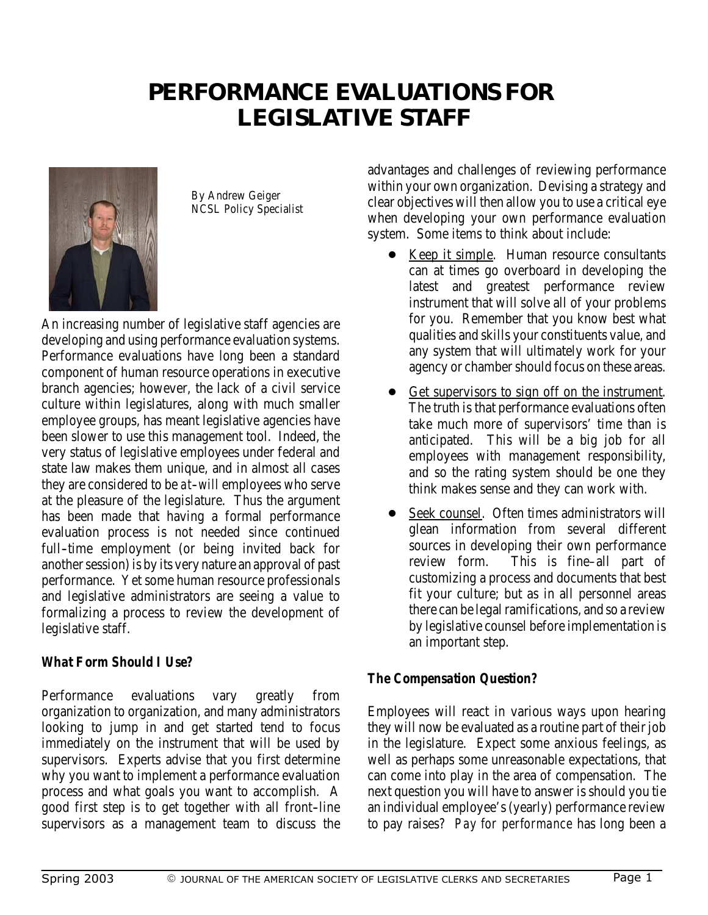# PERFORMANCE EVALUATIONS FOR LEGISLATIVE STAFF

By Andrew Geiger
NCSL Policy Specialist

An increasing number of legislative staff agencies are developing and using performance evaluation systems. Performance evaluations have long been a standard component of human resource operations in executive branch agencies; however, the lack of a civil service culture within legislatures, along with much smaller employee groups, has meant legislative agencies have been slower to use this management tool. Indeed, the very status of legislative employees under federal and state law makes them unique, and in almost all cases they are considered to be *at-will* employees who serve at the pleasure of the legislature. Thus the argument has been made that having a formal performance evaluation process is not needed since continued full-time employment (or being invited back for another session) is by its very nature an approval of past performance. Yet some human resource professionals and legislative administrators are seeing a value to formalizing a process to review the development of legislative staff.

### What Form Should I Use?

Performance evaluations vary greatly from organization to organization, and many administrators looking to jump in and get started tend to focus immediately on the instrument that will be used by supervisors. Experts advise that you first determine why you want to implement a performance evaluation process and what goals you want to accomplish. A good first step is to get together with all front-line supervisors as a management team to discuss the advantages and challenges of reviewing performance within your own organization. Devising a strategy and clear objectives will then allow you to use a critical eye when developing your own performance evaluation system. Some items to think about include:

- Keep it simple. Human resource consultants can at times go overboard in developing the latest and greatest performance review instrument that will solve all of your problems for you. Remember that you know best what qualities and skills your constituents value, and any system that will ultimately work for your agency or chamber should focus on these areas.
- Get supervisors to sign off on the instrument. The truth is that performance evaluations often take much more of supervisors' time than is anticipated. This will be a big job for all employees with management responsibility, and so the rating system should be one they think makes sense and they can work with.
- Seek counsel. Often times administrators will glean information from several different sources in developing their own performance review form. This is fine–all part of customizing a process and documents that best fit your culture; but as in all personnel areas there can be legal ramifications, and so a review by legislative counsel before implementation is an important step.

### The Compensation Question?

Employees will react in various ways upon hearing they will now be evaluated as a routine part of their job in the legislature. Expect some anxious feelings, as well as perhaps some unreasonable expectations, that can come into play in the area of compensation. The next question you will have to answer is should you tie an individual employee's (yearly) performance review to pay raises? *Pay for performance* has long been a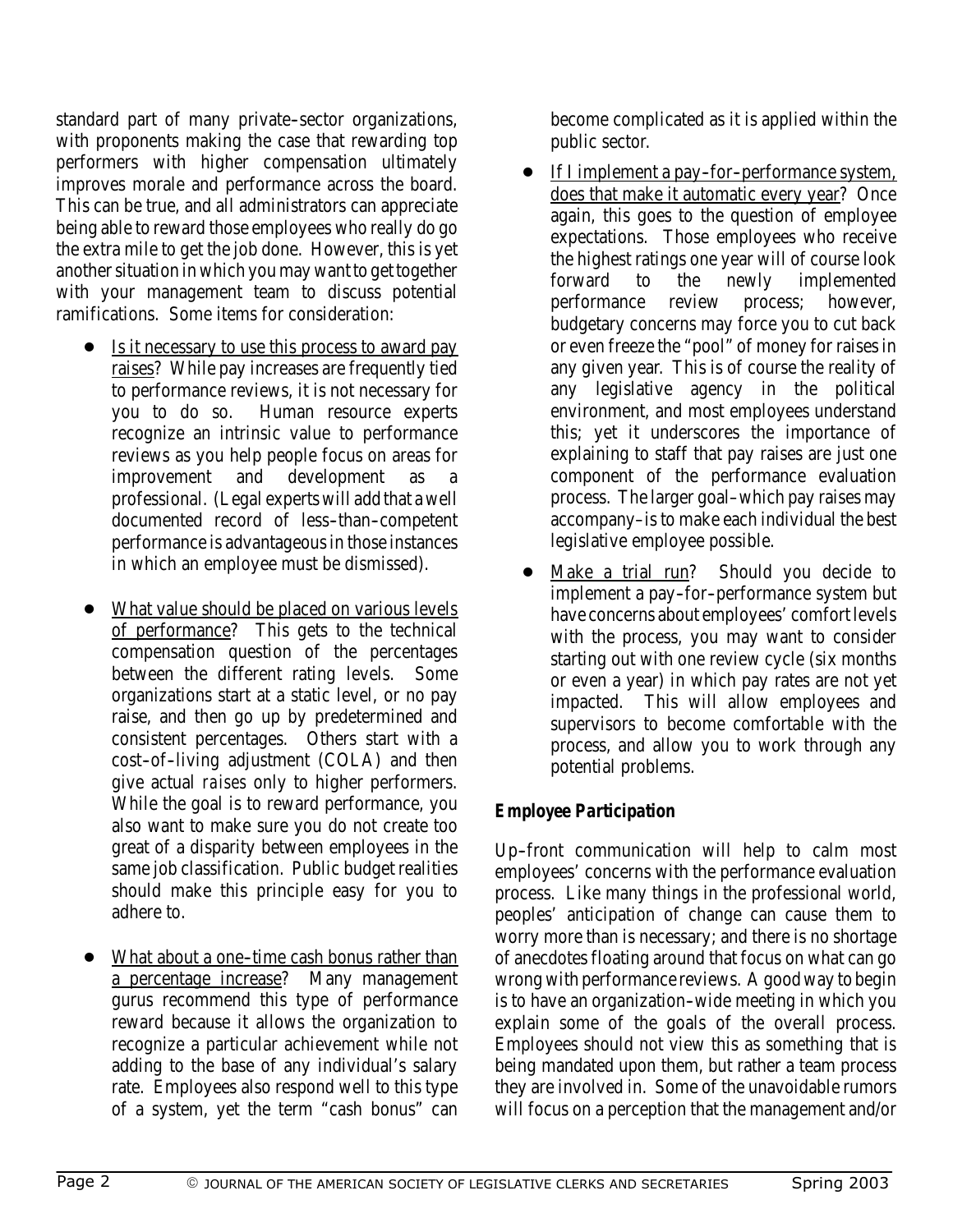standard part of many private–sector organizations, with proponents making the case that rewarding top performers with higher compensation ultimately improves morale and performance across the board. This can be true, and all administrators can appreciate being able to reward those employees who really do go the extra mile to get the job done. However, this is yet another situation in which you may want to get together with your management team to discuss potential ramifications. Some items for consideration:

- Is it necessary to use this process to award pay raises? While pay increases are frequently tied to performance reviews, it is not necessary for you to do so. Human resource experts recognize an intrinsic value to performance reviews as you help people focus on areas for improvement and development as a professional. (Legal experts will add that a well documented record of less–than–competent performance is advantageous in those instances in which an employee must be dismissed).

- What value should be placed on various levels of performance? This gets to the technical compensation question of the percentages between the different rating levels. Some organizations start at a static level, or no pay raise, and then go up by predetermined and consistent percentages. Others start with a cost–of–living adjustment (COLA) and then give actual *raises* only to higher performers. While the goal is to reward performance, you also want to make sure you do not create too great of a disparity between employees in the same job classification. Public budget realities should make this principle easy for you to adhere to.

- What about a one–time cash bonus rather than a percentage increase? Many management gurus recommend this type of performance reward because it allows the organization to recognize a particular achievement while not adding to the base of any individual's salary rate. Employees also respond well to this type of a system, yet the term "cash bonus" can become complicated as it is applied within the public sector.

- If I implement a pay–for–performance system, does that make it automatic every year? Once again, this goes to the question of employee expectations. Those employees who receive the highest ratings one year will of course look forward to the newly implemented performance review process; however, budgetary concerns may force you to cut back or even freeze the "pool" of money for raises in any given year. This is of course the reality of any legislative agency in the political environment, and most employees understand this; yet it underscores the importance of explaining to staff that pay raises are just one component of the performance evaluation process. The larger goal–which pay raises may accompany–is to make each individual the best legislative employee possible.

- Make a trial run? Should you decide to implement a pay–for–performance system but have concerns about employees' comfort levels with the process, you may want to consider starting out with one review cycle (six months or even a year) in which pay rates are not yet impacted. This will allow employees and supervisors to become comfortable with the process, and allow you to work through any potential problems.

***Employee Participation***

Up–front communication will help to calm most employees' concerns with the performance evaluation process. Like many things in the professional world, peoples' anticipation of change can cause them to worry more than is necessary; and there is no shortage of anecdotes floating around that focus on what can go wrong with performance reviews. A good way to begin is to have an organization–wide meeting in which you explain some of the goals of the overall process. Employees should not view this as something that is being mandated upon them, but rather a team process they are involved in. Some of the unavoidable rumors will focus on a perception that the management and/or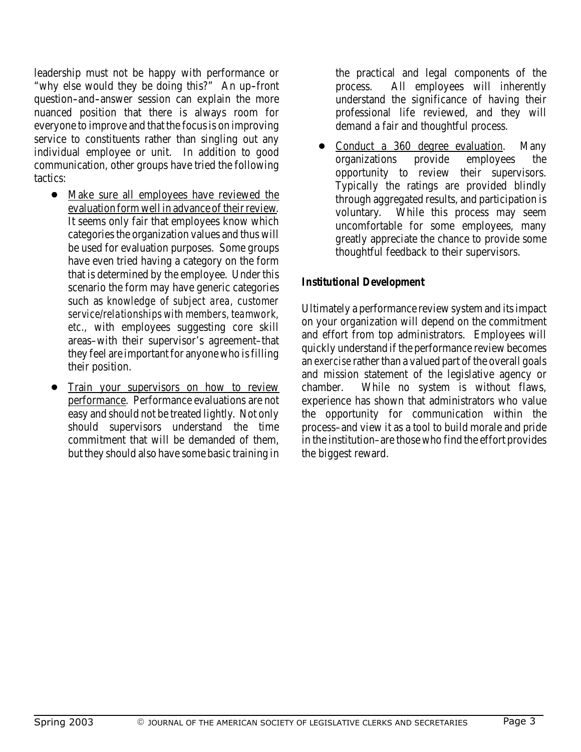leadership must not be happy with performance or "why else would they be doing this?" An up-front question-and-answer session can explain the more nuanced position that there is always room for everyone to improve and that the focus is on improving service to constituents rather than singling out any individual employee or unit. In addition to good communication, other groups have tried the following tactics:

- Make sure all employees have reviewed the evaluation form well in advance of their review. It seems only fair that employees know which categories the organization values and thus will be used for evaluation purposes. Some groups have even tried having a category on the form that is determined by the employee. Under this scenario the form may have generic categories such as *knowledge of subject area, customer service/relationships with members, teamwork, etc.*, with employees suggesting core skill areas–with their supervisor's agreement–that they feel are important for anyone who is filling their position.

- Train your supervisors on how to review performance. Performance evaluations are not easy and should not be treated lightly. Not only should supervisors understand the time commitment that will be demanded of them, but they should also have some basic training in the practical and legal components of the process. All employees will inherently understand the significance of having their professional life reviewed, and they will demand a fair and thoughtful process.

- Conduct a 360 degree evaluation. Many organizations provide employees the opportunity to review their supervisors. Typically the ratings are provided blindly through aggregated results, and participation is voluntary. While this process may seem uncomfortable for some employees, many greatly appreciate the chance to provide some thoughtful feedback to their supervisors.

### *Institutional Development*

Ultimately a performance review system and its impact on your organization will depend on the commitment and effort from top administrators. Employees will quickly understand if the performance review becomes an *exercise* rather than a valued part of the overall goals and mission statement of the legislative agency or chamber. While no system is without flaws, experience has shown that administrators who value the opportunity for communication within the process–and view it as a tool to build morale and pride in the institution–are those who find the effort provides the biggest reward.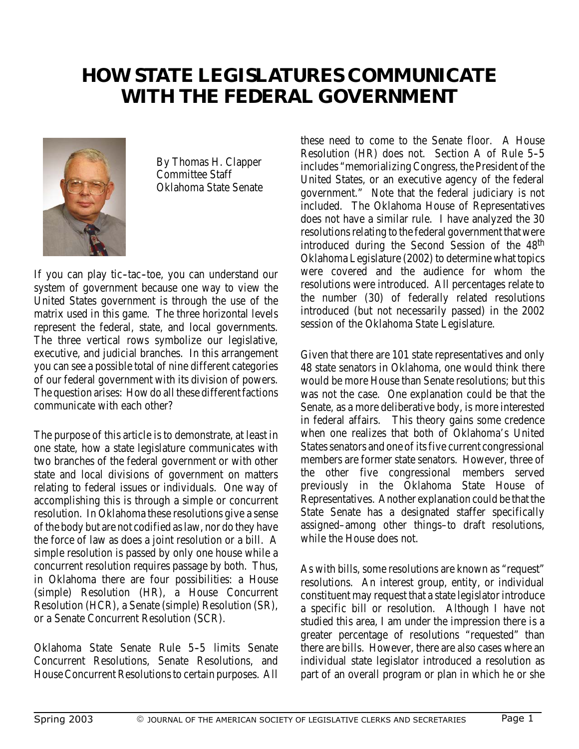# HOW STATE LEGISLATURES COMMUNICATE WITH THE FEDERAL GOVERNMENT

By Thomas H. Clapper
Committee Staff
Oklahoma State Senate

If you can play tic–tac–toe, you can understand our system of government because one way to view the United States government is through the use of the matrix used in this game. The three horizontal levels represent the federal, state, and local governments. The three vertical rows symbolize our legislative, executive, and judicial branches. In this arrangement you can see a possible total of nine different categories of our federal government with its division of powers. The question arises: How do all these different factions communicate with each other?

The purpose of this article is to demonstrate, at least in one state, how a state legislature communicates with two branches of the federal government or with other state and local divisions of government on matters relating to federal issues or individuals. One way of accomplishing this is through a simple or concurrent resolution. In Oklahoma these resolutions give a sense of the body but are not codified as law, nor do they have the force of law as does a joint resolution or a bill. A simple resolution is passed by only one house while a concurrent resolution requires passage by both. Thus, in Oklahoma there are four possibilities: a House (simple) Resolution (HR), a House Concurrent Resolution (HCR), a Senate (simple) Resolution (SR), or a Senate Concurrent Resolution (SCR).

Oklahoma State Senate Rule 5–5 limits Senate Concurrent Resolutions, Senate Resolutions, and House Concurrent Resolutions to certain purposes. All these need to come to the Senate floor. A House Resolution (HR) does not. Section A of Rule 5–5 includes "memorializing Congress, the President of the United States, or an executive agency of the federal government." Note that the federal judiciary is not included. The Oklahoma House of Representatives does not have a similar rule. I have analyzed the 30 resolutions relating to the federal government that were introduced during the Second Session of the 48th Oklahoma Legislature (2002) to determine what topics were covered and the audience for whom the resolutions were introduced. All percentages relate to the number (30) of federally related resolutions introduced (but not necessarily passed) in the 2002 session of the Oklahoma State Legislature.

Given that there are 101 state representatives and only 48 state senators in Oklahoma, one would think there would be more House than Senate resolutions; but this was not the case. One explanation could be that the Senate, as a more deliberative body, is more interested in federal affairs. This theory gains some credence when one realizes that both of Oklahoma's United States senators and one of its five current congressional members are former state senators. However, three of the other five congressional members served previously in the Oklahoma State House of Representatives. Another explanation could be that the State Senate has a designated staffer specifically assigned–among other things–to draft resolutions, while the House does not.

As with bills, some resolutions are known as "request" resolutions. An interest group, entity, or individual constituent may request that a state legislator introduce a specific bill or resolution. Although I have not studied this area, I am under the impression there is a greater percentage of resolutions "requested" than there are bills. However, there are also cases where an individual state legislator introduced a resolution as part of an overall program or plan in which he or she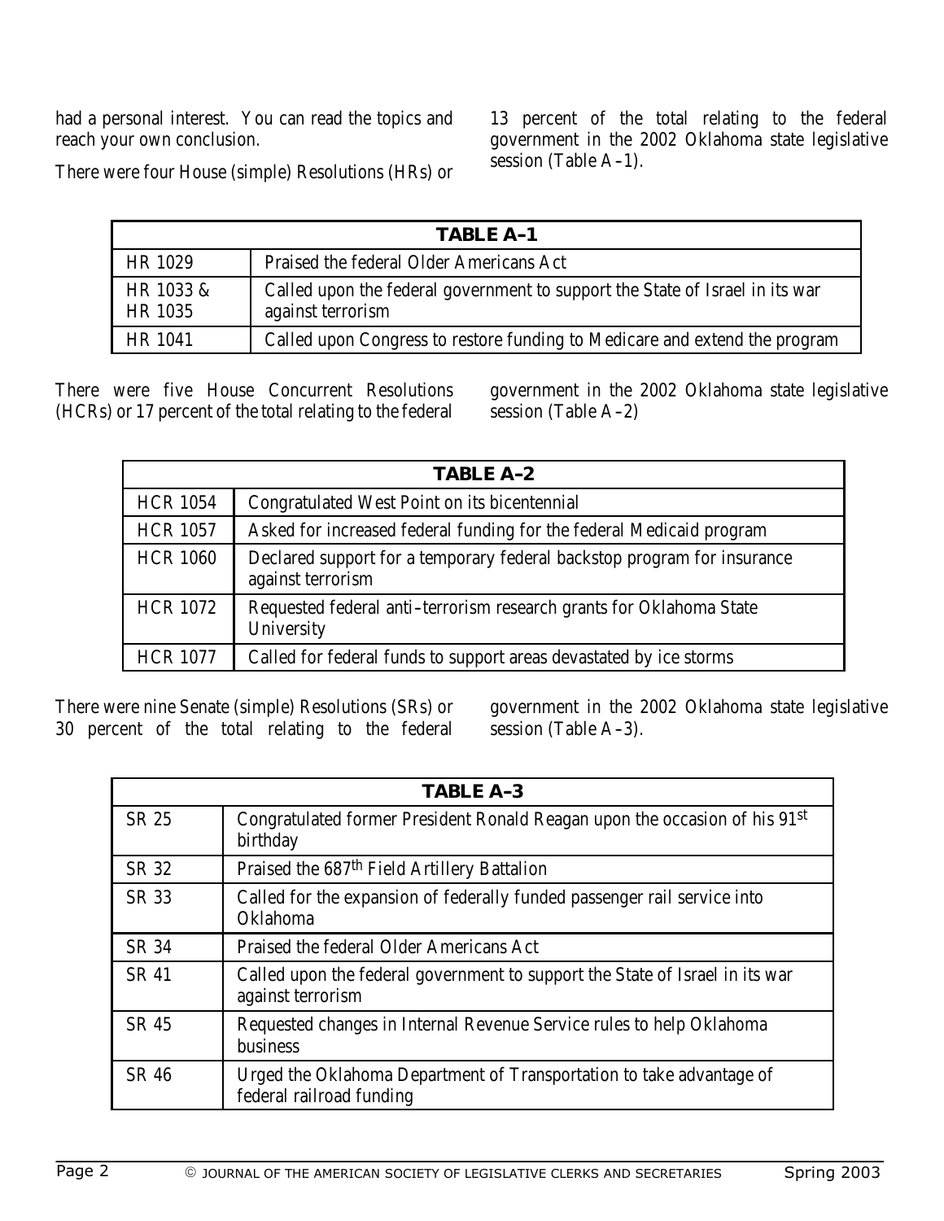had a personal interest. You can read the topics and reach your own conclusion.

There were four House (simple) Resolutions (HRs) or 13 percent of the total relating to the federal government in the 2002 Oklahoma state legislative session (Table A–1).

| TABLE A–1 | |
|---|---|
| HR 1029 | Praised the federal Older Americans Act |
| HR 1033 & HR 1035 | Called upon the federal government to support the State of Israel in its war against terrorism |
| HR 1041 | Called upon Congress to restore funding to Medicare and extend the program |

There were five House Concurrent Resolutions (HCRs) or 17 percent of the total relating to the federal government in the 2002 Oklahoma state legislative session (Table A–2)

| TABLE A–2 | |
|---|---|
| HCR 1054 | Congratulated West Point on its bicentennial |
| HCR 1057 | Asked for increased federal funding for the federal Medicaid program |
| HCR 1060 | Declared support for a temporary federal backstop program for insurance against terrorism |
| HCR 1072 | Requested federal anti–terrorism research grants for Oklahoma State University |
| HCR 1077 | Called for federal funds to support areas devastated by ice storms |

There were nine Senate (simple) Resolutions (SRs) or 30 percent of the total relating to the federal government in the 2002 Oklahoma state legislative session (Table A–3).

| TABLE A–3 | |
|---|---|
| SR 25 | Congratulated former President Ronald Reagan upon the occasion of his 91st birthday |
| SR 32 | Praised the 687th Field Artillery Battalion |
| SR 33 | Called for the expansion of federally funded passenger rail service into Oklahoma |
| SR 34 | Praised the federal Older Americans Act |
| SR 41 | Called upon the federal government to support the State of Israel in its war against terrorism |
| SR 45 | Requested changes in Internal Revenue Service rules to help Oklahoma business |
| SR 46 | Urged the Oklahoma Department of Transportation to take advantage of federal railroad funding |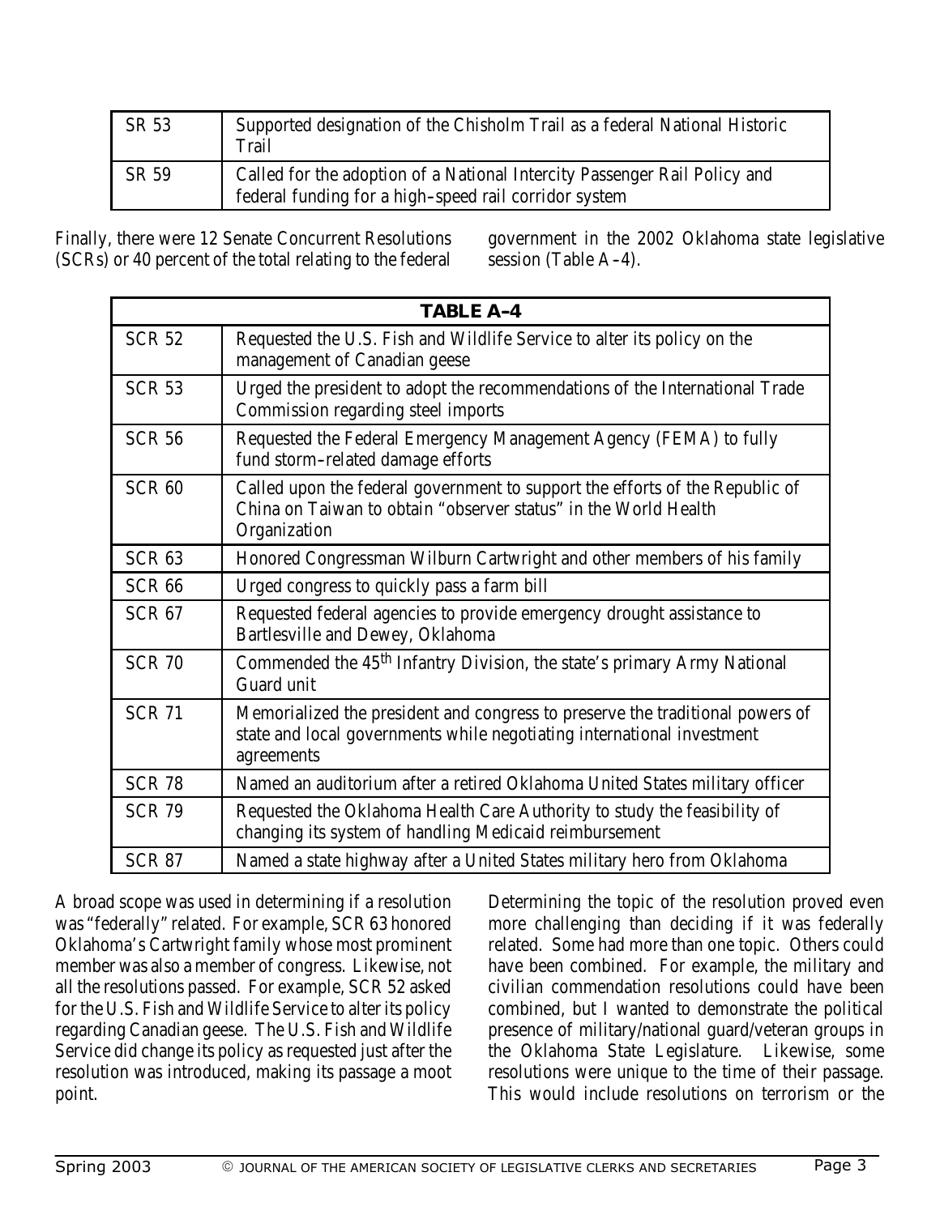| SR 53 | Supported designation of the Chisholm Trail as a federal National Historic Trail |
| --- | --- |
| SR 59 | Called for the adoption of a National Intercity Passenger Rail Policy and federal funding for a high–speed rail corridor system |

Finally, there were 12 Senate Concurrent Resolutions (SCRs) or 40 percent of the total relating to the federal government in the 2002 Oklahoma state legislative session (Table A–4).

| TABLE A–4 | |
| --- | --- |
| SCR 52 | Requested the U.S. Fish and Wildlife Service to alter its policy on the management of Canadian geese |
| SCR 53 | Urged the president to adopt the recommendations of the International Trade Commission regarding steel imports |
| SCR 56 | Requested the Federal Emergency Management Agency (FEMA) to fully fund storm–related damage efforts |
| SCR 60 | Called upon the federal government to support the efforts of the Republic of China on Taiwan to obtain "observer status" in the World Health Organization |
| SCR 63 | Honored Congressman Wilburn Cartwright and other members of his family |
| SCR 66 | Urged congress to quickly pass a farm bill |
| SCR 67 | Requested federal agencies to provide emergency drought assistance to Bartlesville and Dewey, Oklahoma |
| SCR 70 | Commended the 45th Infantry Division, the state's primary Army National Guard unit |
| SCR 71 | Memorialized the president and congress to preserve the traditional powers of state and local governments while negotiating international investment agreements |
| SCR 78 | Named an auditorium after a retired Oklahoma United States military officer |
| SCR 79 | Requested the Oklahoma Health Care Authority to study the feasibility of changing its system of handling Medicaid reimbursement |
| SCR 87 | Named a state highway after a United States military hero from Oklahoma |

A broad scope was used in determining if a resolution was "federally" related. For example, SCR 63 honored Oklahoma's Cartwright family whose most prominent member was also a member of congress. Likewise, not all the resolutions passed. For example, SCR 52 asked for the U.S. Fish and Wildlife Service to alter its policy regarding Canadian geese. The U.S. Fish and Wildlife Service did change its policy as requested just after the resolution was introduced, making its passage a moot point.

Determining the topic of the resolution proved even more challenging than deciding if it was federally related. Some had more than one topic. Others could have been combined. For example, the military and civilian commendation resolutions could have been combined, but I wanted to demonstrate the political presence of military/national guard/veteran groups in the Oklahoma State Legislature. Likewise, some resolutions were unique to the time of their passage. This would include resolutions on terrorism or the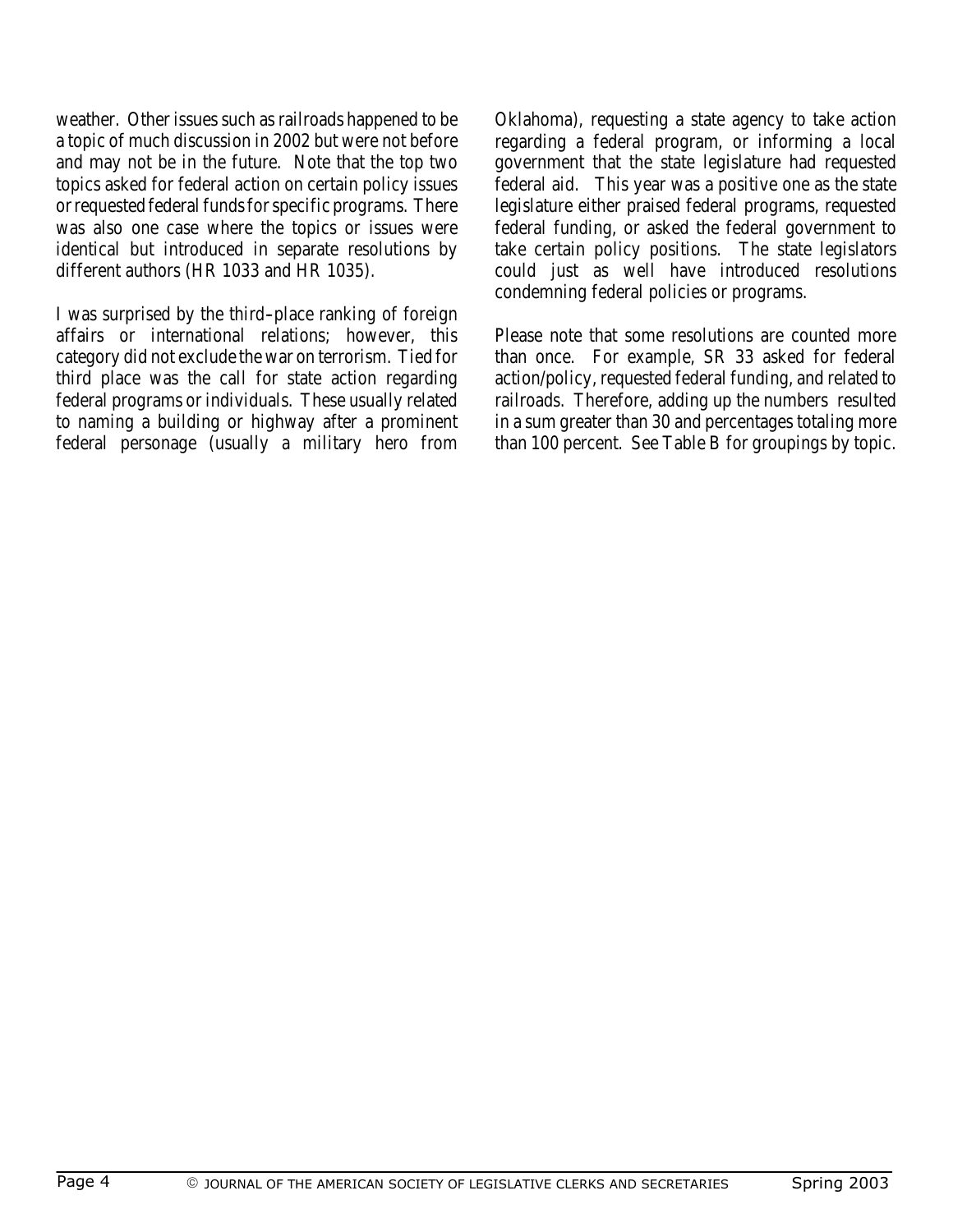weather. Other issues such as railroads happened to be a topic of much discussion in 2002 but were not before and may not be in the future. Note that the top two topics asked for federal action on certain policy issues or requested federal funds for specific programs. There was also one case where the topics or issues were identical but introduced in separate resolutions by different authors (HR 1033 and HR 1035).

I was surprised by the third–place ranking of foreign affairs or international relations; however, this category did not exclude the war on terrorism. Tied for third place was the call for state action regarding federal programs or individuals. These usually related to naming a building or highway after a prominent federal personage (usually a military hero from Oklahoma), requesting a state agency to take action regarding a federal program, or informing a local government that the state legislature had requested federal aid. This year was a positive one as the state legislature either praised federal programs, requested federal funding, or asked the federal government to take certain policy positions. The state legislators could just as well have introduced resolutions condemning federal policies or programs.

Please note that some resolutions are counted more than once. For example, SR 33 asked for federal action/policy, requested federal funding, and related to railroads. Therefore, adding up the numbers resulted in a sum greater than 30 and percentages totaling more than 100 percent. See Table B for groupings by topic.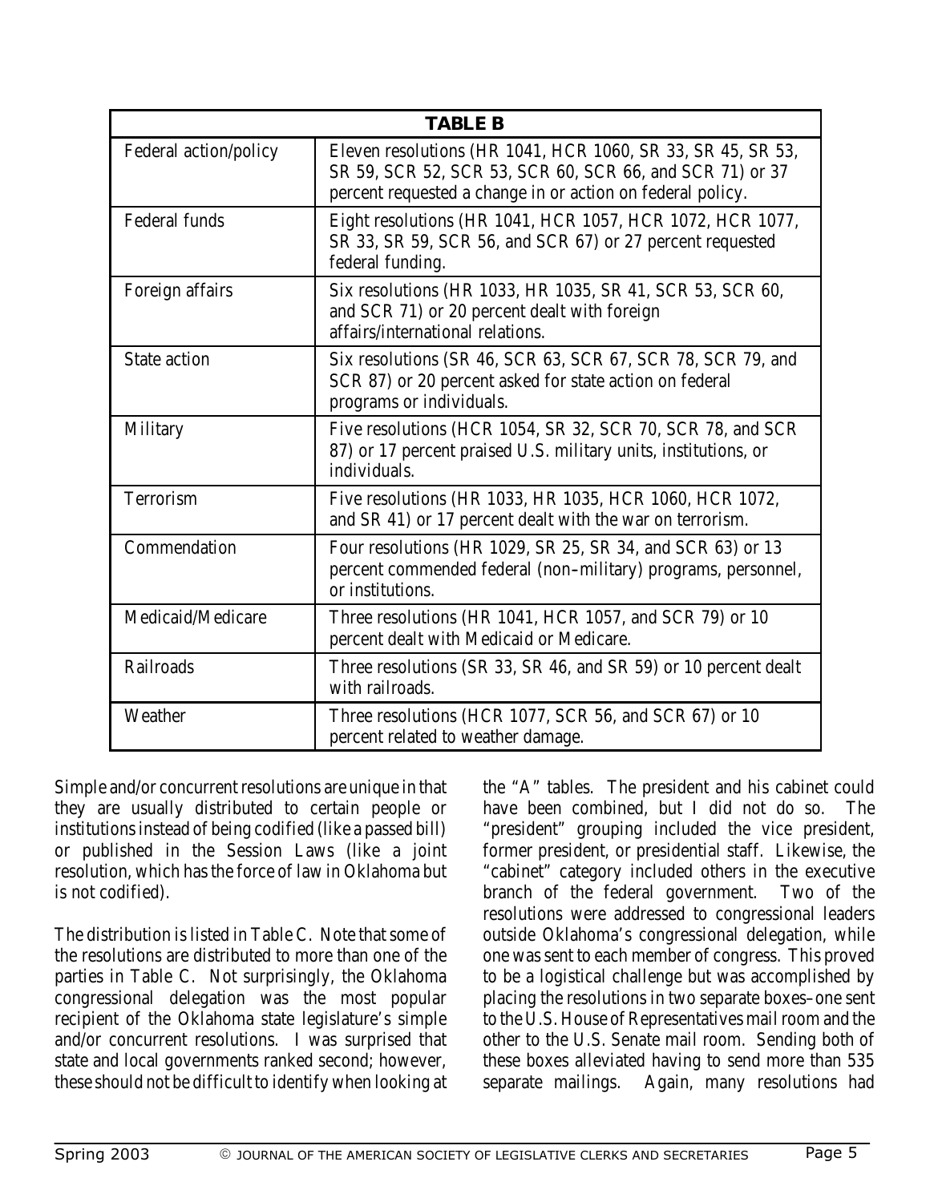| TABLE B | |
|---|---|
| Federal action/policy | Eleven resolutions (HR 1041, HCR 1060, SR 33, SR 45, SR 53, SR 59, SCR 52, SCR 53, SCR 60, SCR 66, and SCR 71) or 37 percent requested a change in or action on federal policy. |
| Federal funds | Eight resolutions (HR 1041, HCR 1057, HCR 1072, HCR 1077, SR 33, SR 59, SCR 56, and SCR 67) or 27 percent requested federal funding. |
| Foreign affairs | Six resolutions (HR 1033, HR 1035, SR 41, SCR 53, SCR 60, and SCR 71) or 20 percent dealt with foreign affairs/international relations. |
| State action | Six resolutions (SR 46, SCR 63, SCR 67, SCR 78, SCR 79, and SCR 87) or 20 percent asked for state action on federal programs or individuals. |
| Military | Five resolutions (HCR 1054, SR 32, SCR 70, SCR 78, and SCR 87) or 17 percent praised U.S. military units, institutions, or individuals. |
| Terrorism | Five resolutions (HR 1033, HR 1035, HCR 1060, HCR 1072, and SR 41) or 17 percent dealt with the war on terrorism. |
| Commendation | Four resolutions (HR 1029, SR 25, SR 34, and SCR 63) or 13 percent commended federal (non–military) programs, personnel, or institutions. |
| Medicaid/Medicare | Three resolutions (HR 1041, HCR 1057, and SCR 79) or 10 percent dealt with Medicaid or Medicare. |
| Railroads | Three resolutions (SR 33, SR 46, and SR 59) or 10 percent dealt with railroads. |
| Weather | Three resolutions (HCR 1077, SCR 56, and SCR 67) or 10 percent related to weather damage. |

Simple and/or concurrent resolutions are unique in that they are usually distributed to certain people or institutions instead of being codified (like a passed bill) or published in the Session Laws (like a joint resolution, which has the force of law in Oklahoma but is not codified).

The distribution is listed in Table C. Note that some of the resolutions are distributed to more than one of the parties in Table C. Not surprisingly, the Oklahoma congressional delegation was the most popular recipient of the Oklahoma state legislature's simple and/or concurrent resolutions. I was surprised that state and local governments ranked second; however, these should not be difficult to identify when looking at the "A" tables. The president and his cabinet could have been combined, but I did not do so. The "president" grouping included the vice president, former president, or presidential staff. Likewise, the "cabinet" category included others in the executive branch of the federal government. Two of the resolutions were addressed to congressional leaders outside Oklahoma's congressional delegation, while one was sent to each member of congress. This proved to be a logistical challenge but was accomplished by placing the resolutions in two separate boxes–one sent to the U.S. House of Representatives mail room and the other to the U.S. Senate mail room. Sending both of these boxes alleviated having to send more than 535 separate mailings. Again, many resolutions had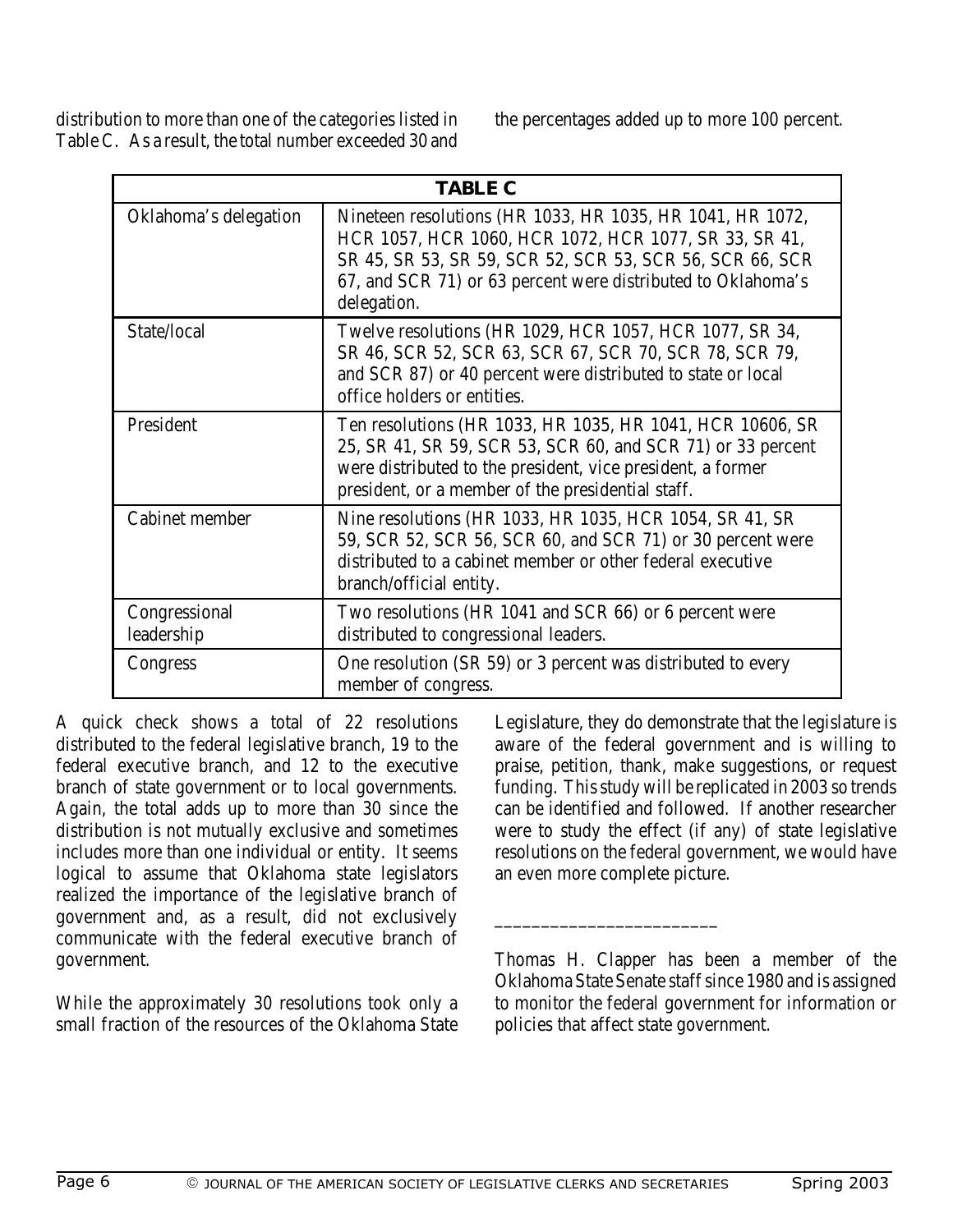distribution to more than one of the categories listed in Table C. As a result, the total number exceeded 30 and the percentages added up to more 100 percent.

| TABLE C | |
|---|---|
| Oklahoma's delegation | Nineteen resolutions (HR 1033, HR 1035, HR 1041, HR 1072, HCR 1057, HCR 1060, HCR 1072, HCR 1077, SR 33, SR 41, SR 45, SR 53, SR 59, SCR 52, SCR 53, SCR 56, SCR 66, SCR 67, and SCR 71) or 63 percent were distributed to Oklahoma's delegation. |
| State/local | Twelve resolutions (HR 1029, HCR 1057, HCR 1077, SR 34, SR 46, SCR 52, SCR 63, SCR 67, SCR 70, SCR 78, SCR 79, and SCR 87) or 40 percent were distributed to state or local office holders or entities. |
| President | Ten resolutions (HR 1033, HR 1035, HR 1041, HCR 10606, SR 25, SR 41, SR 59, SCR 53, SCR 60, and SCR 71) or 33 percent were distributed to the president, vice president, a former president, or a member of the presidential staff. |
| Cabinet member | Nine resolutions (HR 1033, HR 1035, HCR 1054, SR 41, SR 59, SCR 52, SCR 56, SCR 60, and SCR 71) or 30 percent were distributed to a cabinet member or other federal executive branch/official entity. |
| Congressional leadership | Two resolutions (HR 1041 and SCR 66) or 6 percent were distributed to congressional leaders. |
| Congress | One resolution (SR 59) or 3 percent was distributed to every member of congress. |

A quick check shows a total of 22 resolutions distributed to the federal legislative branch, 19 to the federal executive branch, and 12 to the executive branch of state government or to local governments. Again, the total adds up to more than 30 since the distribution is not mutually exclusive and sometimes includes more than one individual or entity. It seems logical to assume that Oklahoma state legislators realized the importance of the legislative branch of government and, as a result, did not exclusively communicate with the federal executive branch of government.

While the approximately 30 resolutions took only a small fraction of the resources of the Oklahoma State Legislature, they do demonstrate that the legislature is aware of the federal government and is willing to praise, petition, thank, make suggestions, or request funding. This study will be replicated in 2003 so trends can be identified and followed. If another researcher were to study the effect (if any) of state legislative resolutions on the federal government, we would have an even more complete picture.

________________________

Thomas H. Clapper has been a member of the Oklahoma State Senate staff since 1980 and is assigned to monitor the federal government for information or policies that affect state government.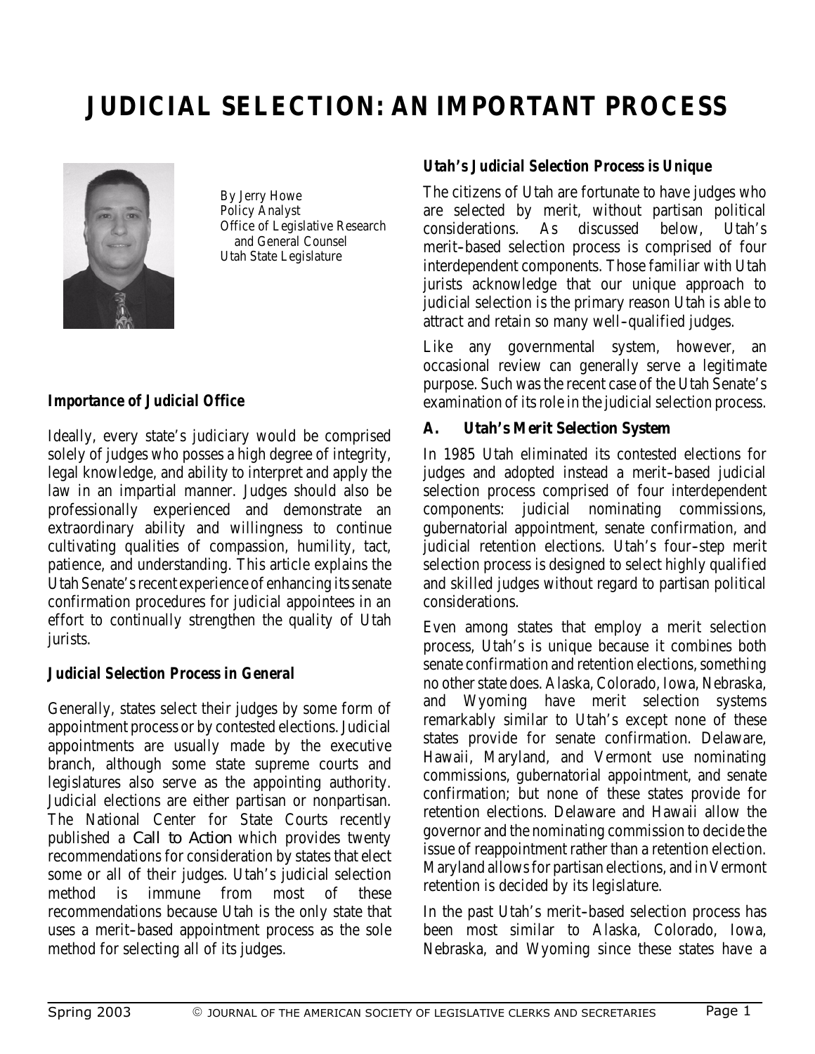# JUDICIAL SELECTION: AN IMPORTANT PROCESS

By Jerry Howe
Policy Analyst
Office of Legislative Research and General Counsel
Utah State Legislature

### *Importance of Judicial Office*

Ideally, every state's judiciary would be comprised solely of judges who posses a high degree of integrity, legal knowledge, and ability to interpret and apply the law in an impartial manner. Judges should also be professionally experienced and demonstrate an extraordinary ability and willingness to continue cultivating qualities of compassion, humility, tact, patience, and understanding. This article explains the Utah Senate's recent experience of enhancing its senate confirmation procedures for judicial appointees in an effort to continually strengthen the quality of Utah jurists.

### *Judicial Selection Process in General*

Generally, states select their judges by some form of appointment process or by contested elections. Judicial appointments are usually made by the executive branch, although some state supreme courts and legislatures also serve as the appointing authority. Judicial elections are either partisan or nonpartisan. The National Center for State Courts recently published a *Call to Action* which provides twenty recommendations for consideration by states that elect some or all of their judges. Utah's judicial selection method is immune from most of these recommendations because Utah is the only state that uses a merit-based appointment process as the sole method for selecting all of its judges.

### *Utah's Judicial Selection Process is Unique*

The citizens of Utah are fortunate to have judges who are selected by merit, without partisan political considerations. As discussed below, Utah's merit-based selection process is comprised of four interdependent components. Those familiar with Utah jurists acknowledge that our unique approach to judicial selection is the primary reason Utah is able to attract and retain so many well-qualified judges.

Like any governmental system, however, an occasional review can generally serve a legitimate purpose. Such was the recent case of the Utah Senate's examination of its role in the judicial selection process.

### A. Utah's Merit Selection System

In 1985 Utah eliminated its contested elections for judges and adopted instead a merit-based judicial selection process comprised of four interdependent components: judicial nominating commissions, gubernatorial appointment, senate confirmation, and judicial retention elections. Utah's four-step merit selection process is designed to select highly qualified and skilled judges without regard to partisan political considerations.

Even among states that employ a merit selection process, Utah's is unique because it combines both senate confirmation and retention elections, something no other state does. Alaska, Colorado, Iowa, Nebraska, and Wyoming have merit selection systems remarkably similar to Utah's except none of these states provide for senate confirmation. Delaware, Hawaii, Maryland, and Vermont use nominating commissions, gubernatorial appointment, and senate confirmation; but none of these states provide for retention elections. Delaware and Hawaii allow the governor and the nominating commission to decide the issue of reappointment rather than a retention election. Maryland allows for partisan elections, and in Vermont retention is decided by its legislature.

In the past Utah's merit-based selection process has been most similar to Alaska, Colorado, Iowa, Nebraska, and Wyoming since these states have a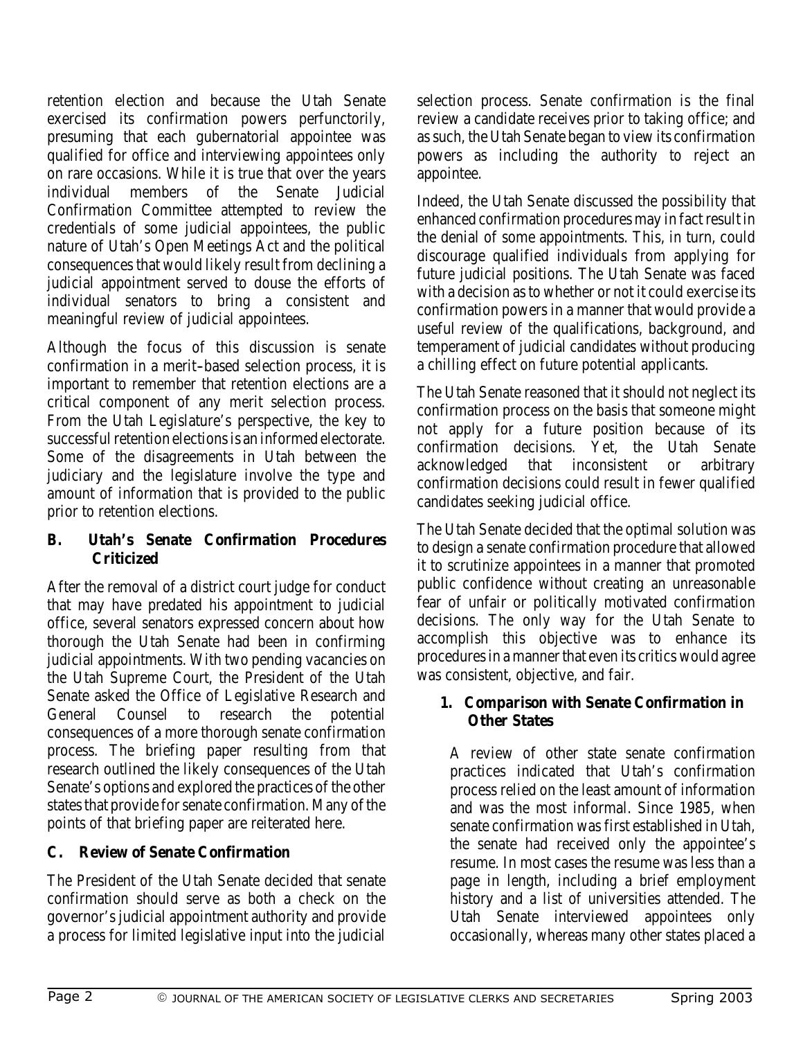retention election and because the Utah Senate exercised its confirmation powers perfunctorily, presuming that each gubernatorial appointee was qualified for office and interviewing appointees only on rare occasions. While it is true that over the years individual members of the Senate Judicial Confirmation Committee attempted to review the credentials of some judicial appointees, the public nature of Utah's Open Meetings Act and the political consequences that would likely result from declining a judicial appointment served to douse the efforts of individual senators to bring a consistent and meaningful review of judicial appointees.

Although the focus of this discussion is senate confirmation in a merit-based selection process, it is important to remember that retention elections are a critical component of any merit selection process. From the Utah Legislature's perspective, the key to successful retention elections is an informed electorate. Some of the disagreements in Utah between the judiciary and the legislature involve the type and amount of information that is provided to the public prior to retention elections.

### B. Utah's Senate Confirmation Procedures Criticized

After the removal of a district court judge for conduct that may have predated his appointment to judicial office, several senators expressed concern about how thorough the Utah Senate had been in confirming judicial appointments. With two pending vacancies on the Utah Supreme Court, the President of the Utah Senate asked the Office of Legislative Research and General Counsel to research the potential consequences of a more thorough senate confirmation process. The briefing paper resulting from that research outlined the likely consequences of the Utah Senate's options and explored the practices of the other states that provide for senate confirmation. Many of the points of that briefing paper are reiterated here.

### C. Review of Senate Confirmation

The President of the Utah Senate decided that senate confirmation should serve as both a check on the governor's judicial appointment authority and provide a process for limited legislative input into the judicial selection process. Senate confirmation is the final review a candidate receives prior to taking office; and as such, the Utah Senate began to view its confirmation powers as including the authority to reject an appointee.

Indeed, the Utah Senate discussed the possibility that enhanced confirmation procedures may in fact result in the denial of some appointments. This, in turn, could discourage qualified individuals from applying for future judicial positions. The Utah Senate was faced with a decision as to whether or not it could exercise its confirmation powers in a manner that would provide a useful review of the qualifications, background, and temperament of judicial candidates without producing a chilling effect on future potential applicants.

The Utah Senate reasoned that it should not neglect its confirmation process on the basis that someone might not apply for a future position because of its confirmation decisions. Yet, the Utah Senate acknowledged that inconsistent or arbitrary confirmation decisions could result in fewer qualified candidates seeking judicial office.

The Utah Senate decided that the optimal solution was to design a senate confirmation procedure that allowed it to scrutinize appointees in a manner that promoted public confidence without creating an unreasonable fear of unfair or politically motivated confirmation decisions. The only way for the Utah Senate to accomplish this objective was to enhance its procedures in a manner that even its critics would agree was consistent, objective, and fair.

#### 1. Comparison with Senate Confirmation in Other States

A review of other state senate confirmation practices indicated that Utah's confirmation process relied on the least amount of information and was the most informal. Since 1985, when senate confirmation was first established in Utah, the senate had received only the appointee's resume. In most cases the resume was less than a page in length, including a brief employment history and a list of universities attended. The Utah Senate interviewed appointees only occasionally, whereas many other states placed a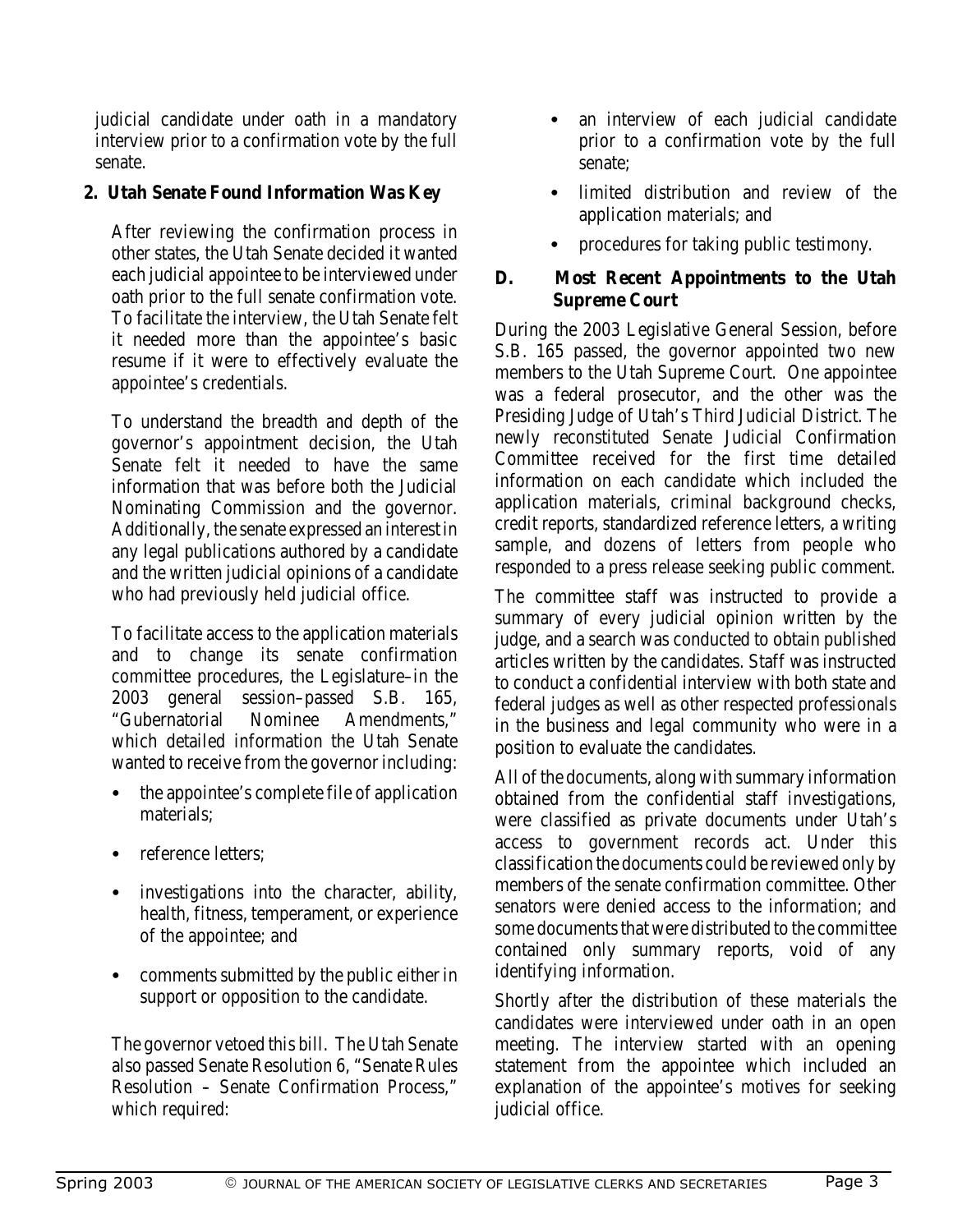judicial candidate under oath in a mandatory interview prior to a confirmation vote by the full senate.

**2. Utah Senate Found Information Was Key**

After reviewing the confirmation process in other states, the Utah Senate decided it wanted each judicial appointee to be interviewed under oath prior to the full senate confirmation vote. To facilitate the interview, the Utah Senate felt it needed more than the appointee's basic resume if it were to effectively evaluate the appointee's credentials.

To understand the breadth and depth of the governor's appointment decision, the Utah Senate felt it needed to have the same information that was before both the Judicial Nominating Commission and the governor. Additionally, the senate expressed an interest in any legal publications authored by a candidate and the written judicial opinions of a candidate who had previously held judicial office.

To facilitate access to the application materials and to change its senate confirmation committee procedures, the Legislature–in the 2003 general session–passed S.B. 165, "Gubernatorial Nominee Amendments," which detailed information the Utah Senate wanted to receive from the governor including:

- the appointee's complete file of application materials;
- reference letters;
- investigations into the character, ability, health, fitness, temperament, or experience of the appointee; and
- comments submitted by the public either in support or opposition to the candidate.

The governor vetoed this bill. The Utah Senate also passed Senate Resolution 6, "Senate Rules Resolution – Senate Confirmation Process," which required:

- an interview of each judicial candidate prior to a confirmation vote by the full senate;
- limited distribution and review of the application materials; and
- procedures for taking public testimony.

**D. Most Recent Appointments to the Utah Supreme Court**

During the 2003 Legislative General Session, before S.B. 165 passed, the governor appointed two new members to the Utah Supreme Court. One appointee was a federal prosecutor, and the other was the Presiding Judge of Utah's Third Judicial District. The newly reconstituted Senate Judicial Confirmation Committee received for the first time detailed information on each candidate which included the application materials, criminal background checks, credit reports, standardized reference letters, a writing sample, and dozens of letters from people who responded to a press release seeking public comment.

The committee staff was instructed to provide a summary of every judicial opinion written by the judge, and a search was conducted to obtain published articles written by the candidates. Staff was instructed to conduct a confidential interview with both state and federal judges as well as other respected professionals in the business and legal community who were in a position to evaluate the candidates.

All of the documents, along with summary information obtained from the confidential staff investigations, were classified as private documents under Utah's access to government records act. Under this classification the documents could be reviewed only by members of the senate confirmation committee. Other senators were denied access to the information; and some documents that were distributed to the committee contained only summary reports, void of any identifying information.

Shortly after the distribution of these materials the candidates were interviewed under oath in an open meeting. The interview started with an opening statement from the appointee which included an explanation of the appointee's motives for seeking judicial office.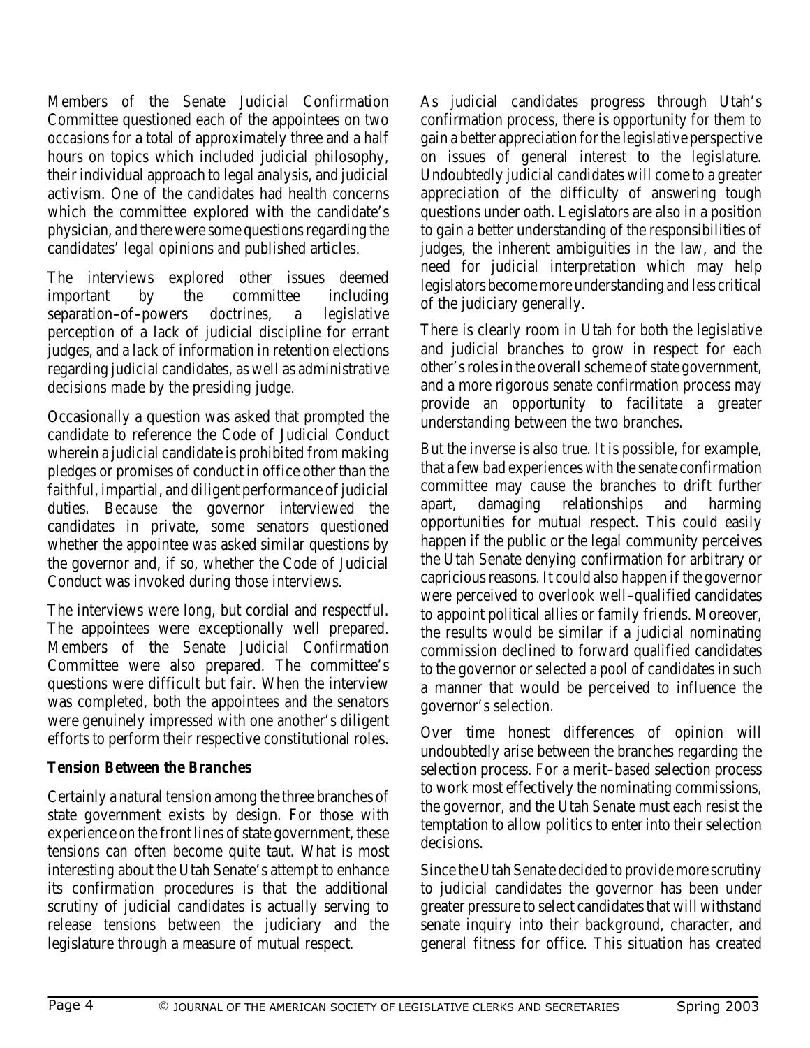Members of the Senate Judicial Confirmation Committee questioned each of the appointees on two occasions for a total of approximately three and a half hours on topics which included judicial philosophy, their individual approach to legal analysis, and judicial activism. One of the candidates had health concerns which the committee explored with the candidate's physician, and there were some questions regarding the candidates' legal opinions and published articles.

The interviews explored other issues deemed important by the committee including separation-of-powers doctrines, a legislative perception of a lack of judicial discipline for errant judges, and a lack of information in retention elections regarding judicial candidates, as well as administrative decisions made by the presiding judge.

Occasionally a question was asked that prompted the candidate to reference the Code of Judicial Conduct wherein a judicial candidate is prohibited from making pledges or promises of conduct in office other than the faithful, impartial, and diligent performance of judicial duties. Because the governor interviewed the candidates in private, some senators questioned whether the appointee was asked similar questions by the governor and, if so, whether the Code of Judicial Conduct was invoked during those interviews.

The interviews were long, but cordial and respectful. The appointees were exceptionally well prepared. Members of the Senate Judicial Confirmation Committee were also prepared. The committee's questions were difficult but fair. When the interview was completed, both the appointees and the senators were genuinely impressed with one another's diligent efforts to perform their respective constitutional roles.

### *Tension Between the Branches*

Certainly a natural tension among the three branches of state government exists by design. For those with experience on the front lines of state government, these tensions can often become quite taut. What is most interesting about the Utah Senate's attempt to enhance its confirmation procedures is that the additional scrutiny of judicial candidates is actually serving to release tensions between the judiciary and the legislature through a measure of mutual respect.

As judicial candidates progress through Utah's confirmation process, there is opportunity for them to gain a better appreciation for the legislative perspective on issues of general interest to the legislature. Undoubtedly judicial candidates will come to a greater appreciation of the difficulty of answering tough questions under oath. Legislators are also in a position to gain a better understanding of the responsibilities of judges, the inherent ambiguities in the law, and the need for judicial interpretation which may help legislators become more understanding and less critical of the judiciary generally.

There is clearly room in Utah for both the legislative and judicial branches to grow in respect for each other's roles in the overall scheme of state government, and a more rigorous senate confirmation process may provide an opportunity to facilitate a greater understanding between the two branches.

But the inverse is also true. It is possible, for example, that a few bad experiences with the senate confirmation committee may cause the branches to drift further apart, damaging relationships and harming opportunities for mutual respect. This could easily happen if the public or the legal community perceives the Utah Senate denying confirmation for arbitrary or capricious reasons. It could also happen if the governor were perceived to overlook well-qualified candidates to appoint political allies or family friends. Moreover, the results would be similar if a judicial nominating commission declined to forward qualified candidates to the governor or selected a pool of candidates in such a manner that would be perceived to influence the governor's selection.

Over time honest differences of opinion will undoubtedly arise between the branches regarding the selection process. For a merit-based selection process to work most effectively the nominating commissions, the governor, and the Utah Senate must each resist the temptation to allow politics to enter into their selection decisions.

Since the Utah Senate decided to provide more scrutiny to judicial candidates the governor has been under greater pressure to select candidates that will withstand senate inquiry into their background, character, and general fitness for office. This situation has created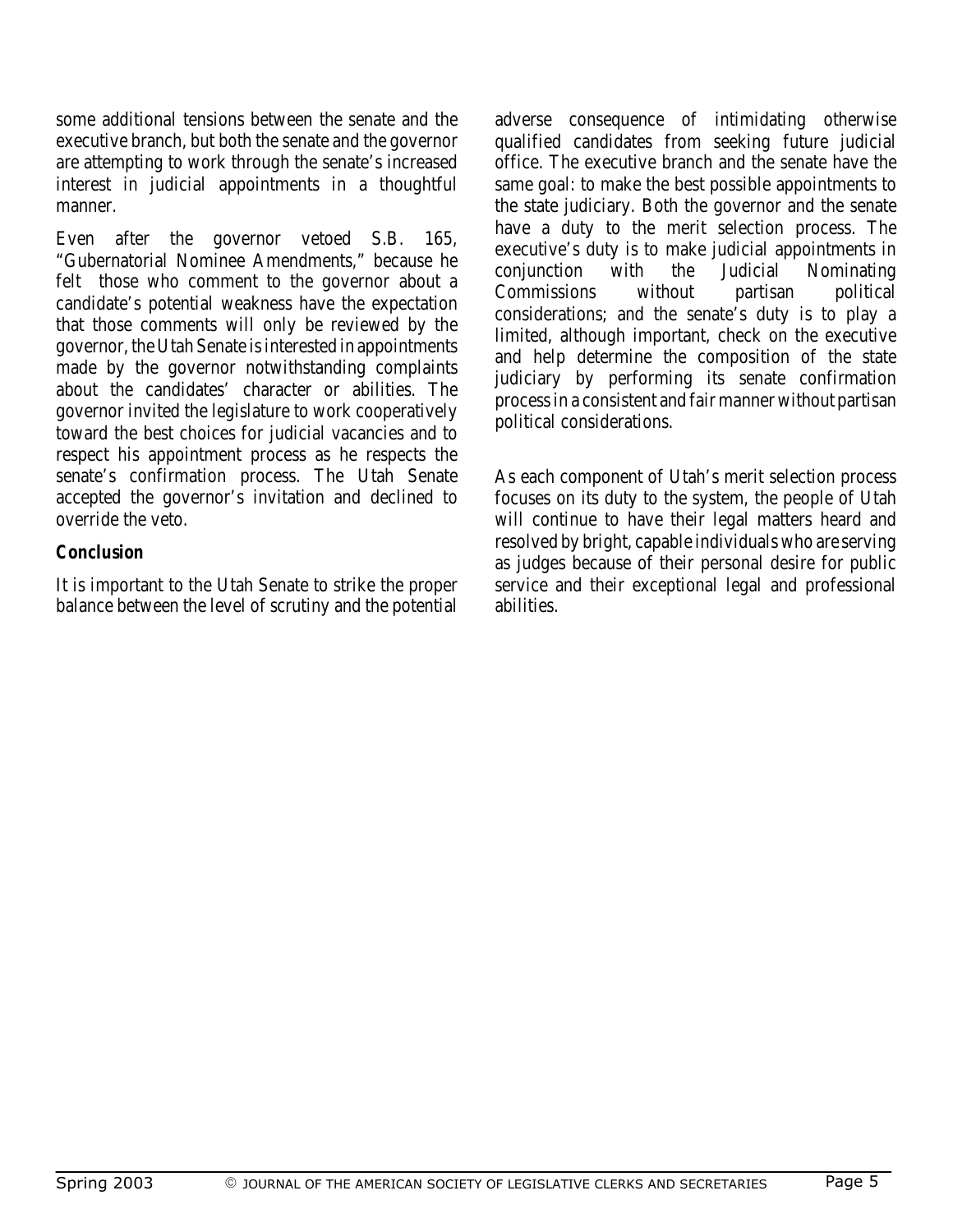some additional tensions between the senate and the executive branch, but both the senate and the governor are attempting to work through the senate's increased interest in judicial appointments in a thoughtful manner.

Even after the governor vetoed S.B. 165, "Gubernatorial Nominee Amendments," because he felt those who comment to the governor about a candidate's potential weakness have the expectation that those comments will only be reviewed by the governor, the Utah Senate is interested in appointments made by the governor notwithstanding complaints about the candidates' character or abilities. The governor invited the legislature to work cooperatively toward the best choices for judicial vacancies and to respect his appointment process as he respects the senate's confirmation process. The Utah Senate accepted the governor's invitation and declined to override the veto.

**Conclusion**

It is important to the Utah Senate to strike the proper balance between the level of scrutiny and the potential adverse consequence of intimidating otherwise qualified candidates from seeking future judicial office. The executive branch and the senate have the same goal: to make the best possible appointments to the state judiciary. Both the governor and the senate have a duty to the merit selection process. The executive's duty is to make judicial appointments in conjunction with the Judicial Nominating Commissions without partisan political considerations; and the senate's duty is to play a limited, although important, check on the executive and help determine the composition of the state judiciary by performing its senate confirmation process in a consistent and fair manner without partisan political considerations.

As each component of Utah's merit selection process focuses on its duty to the system, the people of Utah will continue to have their legal matters heard and resolved by bright, capable individuals who are serving as judges because of their personal desire for public service and their exceptional legal and professional abilities.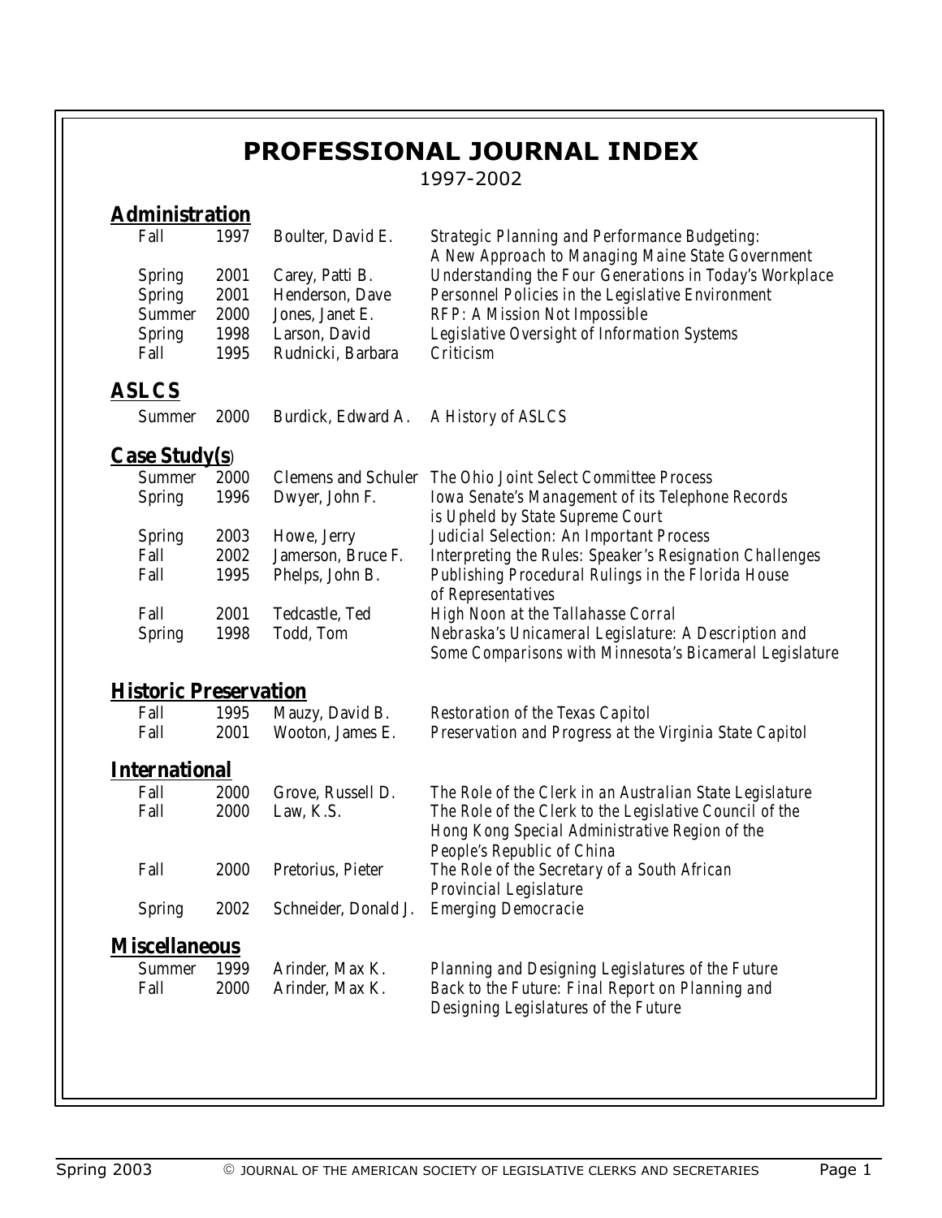# PROFESSIONAL JOURNAL INDEX

1997-2002

## Administration

| | | | |
|---|---|---|---|
| Fall | 1997 | Boulter, David E. | *Strategic Planning and Performance Budgeting: A New Approach to Managing Maine State Government* |
| Spring | 2001 | Carey, Patti B. | *Understanding the Four Generations in Today's Workplace* |
| Spring | 2001 | Henderson, Dave | *Personnel Policies in the Legislative Environment* |
| Summer | 2000 | Jones, Janet E. | *RFP: A Mission Not Impossible* |
| Spring | 1998 | Larson, David | *Legislative Oversight of Information Systems* |
| Fall | 1995 | Rudnicki, Barbara | *Criticism* |

## ASLCS

| | | | |
|---|---|---|---|
| Summer | 2000 | Burdick, Edward A. | *A History of ASLCS* |

## Case Study(s)

| | | | |
|---|---|---|---|
| Summer | 2000 | Clemens and Schuler | *The Ohio Joint Select Committee Process* |
| Spring | 1996 | Dwyer, John F. | *Iowa Senate's Management of its Telephone Records is Upheld by State Supreme Court* |
| Spring | 2003 | Howe, Jerry | *Judicial Selection: An Important Process* |
| Fall | 2002 | Jamerson, Bruce F. | *Interpreting the Rules: Speaker's Resignation Challenges* |
| Fall | 1995 | Phelps, John B. | *Publishing Procedural Rulings in the Florida House of Representatives* |
| Fall | 2001 | Tedcastle, Ted | *High Noon at the Tallahasse Corral* |
| Spring | 1998 | Todd, Tom | *Nebraska's Unicameral Legislature: A Description and Some Comparisons with Minnesota's Bicameral Legislature* |

## Historic Preservation

| | | | |
|---|---|---|---|
| Fall | 1995 | Mauzy, David B. | *Restoration of the Texas Capitol* |
| Fall | 2001 | Wooton, James E. | *Preservation and Progress at the Virginia State Capitol* |

## International

| | | | |
|---|---|---|---|
| Fall | 2000 | Grove, Russell D. | *The Role of the Clerk in an Australian State Legislature* |
| Fall | 2000 | Law, K.S. | *The Role of the Clerk to the Legislative Council of the Hong Kong Special Administrative Region of the People's Republic of China* |
| Fall | 2000 | Pretorius, Pieter | *The Role of the Secretary of a South African Provincial Legislature* |
| Spring | 2002 | Schneider, Donald J. | *Emerging Democracie* |

## Miscellaneous

| | | | |
|---|---|---|---|
| Summer | 1999 | Arinder, Max K. | *Planning and Designing Legislatures of the Future* |
| Fall | 2000 | Arinder, Max K. | *Back to the Future: Final Report on Planning and Designing Legislatures of the Future* |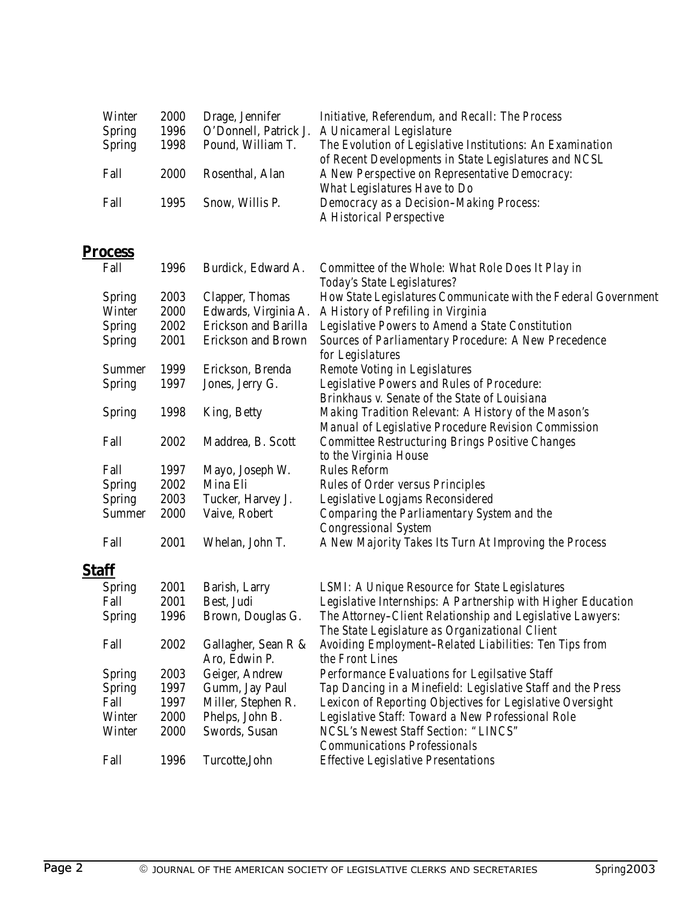| | | | |
|---|---|---|---|
| Winter | 2000 | Drage, Jennifer | *Initiative, Referendum, and Recall: The Process* |
| Spring | 1996 | O'Donnell, Patrick J. | *A Unicameral Legislature* |
| Spring | 1998 | Pound, William T. | *The Evolution of Legislative Institutions: An Examination of Recent Developments in State Legislatures and NCSL* |
| Fall | 2000 | Rosenthal, Alan | *A New Perspective on Representative Democracy: What Legislatures Have to Do* |
| Fall | 1995 | Snow, Willis P. | *Democracy as a Decision–Making Process: A Historical Perspective* |

## Process

| | | | |
|---|---|---|---|
| Fall | 1996 | Burdick, Edward A. | *Committee of the Whole: What Role Does It Play in Today's State Legislatures?* |
| Spring | 2003 | Clapper, Thomas | *How State Legislatures Communicate with the Federal Government* |
| Winter | 2000 | Edwards, Virginia A. | *A History of Prefiling in Virginia* |
| Spring | 2002 | Erickson and Barilla | *Legislative Powers to Amend a State Constitution* |
| Spring | 2001 | Erickson and Brown | *Sources of Parliamentary Procedure: A New Precedence for Legislatures* |
| Summer | 1999 | Erickson, Brenda | *Remote Voting in Legislatures* |
| Spring | 1997 | Jones, Jerry G. | *Legislative Powers and Rules of Procedure: Brinkhaus v. Senate of the State of Louisiana* |
| Spring | 1998 | King, Betty | *Making Tradition Relevant: A History of the Mason's Manual of Legislative Procedure Revision Commission* |
| Fall | 2002 | Maddrea, B. Scott | *Committee Restructuring Brings Positive Changes to the Virginia House* |
| Fall | 1997 | Mayo, Joseph W. | *Rules Reform* |
| Spring | 2002 | Mina Eli | *Rules of Order versus Principles* |
| Spring | 2003 | Tucker, Harvey J. | *Legislative Logjams Reconsidered* |
| Summer | 2000 | Vaive, Robert | *Comparing the Parliamentary System and the Congressional System* |
| Fall | 2001 | Whelan, John T. | *A New Majority Takes Its Turn At Improving the Process* |

## Staff

| | | | |
|---|---|---|---|
| Spring | 2001 | Barish, Larry | *LSMI: A Unique Resource for State Legislatures* |
| Fall | 2001 | Best, Judi | *Legislative Internships: A Partnership with Higher Education* |
| Spring | 1996 | Brown, Douglas G. | *The Attorney–Client Relationship and Legislative Lawyers: The State Legislature as Organizational Client* |
| Fall | 2002 | Gallagher, Sean R & Aro, Edwin P. | *Avoiding Employment–Related Liabilities: Ten Tips from the Front Lines* |
| Spring | 2003 | Geiger, Andrew | *Performance Evaluations for Legilsative Staff* |
| Spring | 1997 | Gumm, Jay Paul | *Tap Dancing in a Minefield: Legislative Staff and the Press* |
| Fall | 1997 | Miller, Stephen R. | *Lexicon of Reporting Objectives for Legislative Oversight* |
| Winter | 2000 | Phelps, John B. | *Legislative Staff: Toward a New Professional Role* |
| Winter | 2000 | Swords, Susan | *NCSL's Newest Staff Section: "LINCS" Communications Professionals* |
| Fall | 1996 | Turcotte,John | *Effective Legislative Presentations* |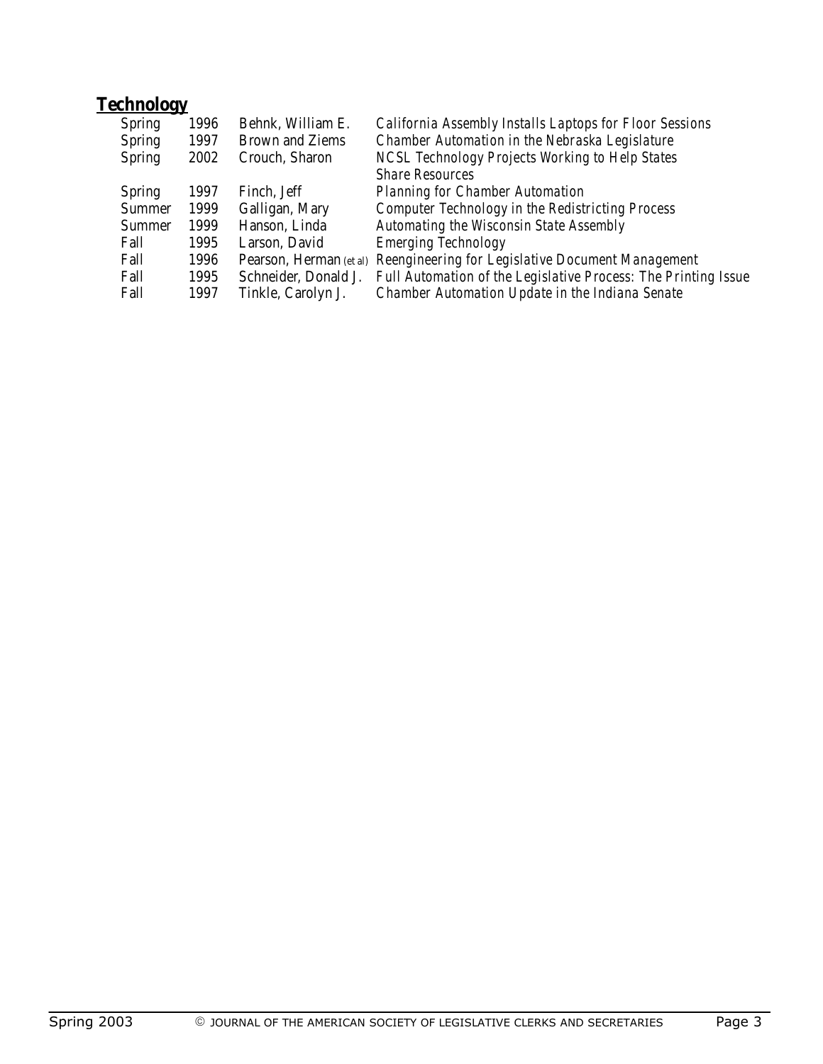## Technology

| | | | |
|---|---|---|---|
| Spring | 1996 | Behnk, William E. | *California Assembly Installs Laptops for Floor Sessions* |
| Spring | 1997 | Brown and Ziems | *Chamber Automation in the Nebraska Legislature* |
| Spring | 2002 | Crouch, Sharon | *NCSL Technology Projects Working to Help States Share Resources* |
| Spring | 1997 | Finch, Jeff | *Planning for Chamber Automation* |
| Summer | 1999 | Galligan, Mary | *Computer Technology in the Redistricting Process* |
| Summer | 1999 | Hanson, Linda | *Automating the Wisconsin State Assembly* |
| Fall | 1995 | Larson, David | *Emerging Technology* |
| Fall | 1996 | Pearson, Herman (et al) | *Reengineering for Legislative Document Management* |
| Fall | 1995 | Schneider, Donald J. | *Full Automation of the Legislative Process: The Printing Issue* |
| Fall | 1997 | Tinkle, Carolyn J. | *Chamber Automation Update in the Indiana Senate* |